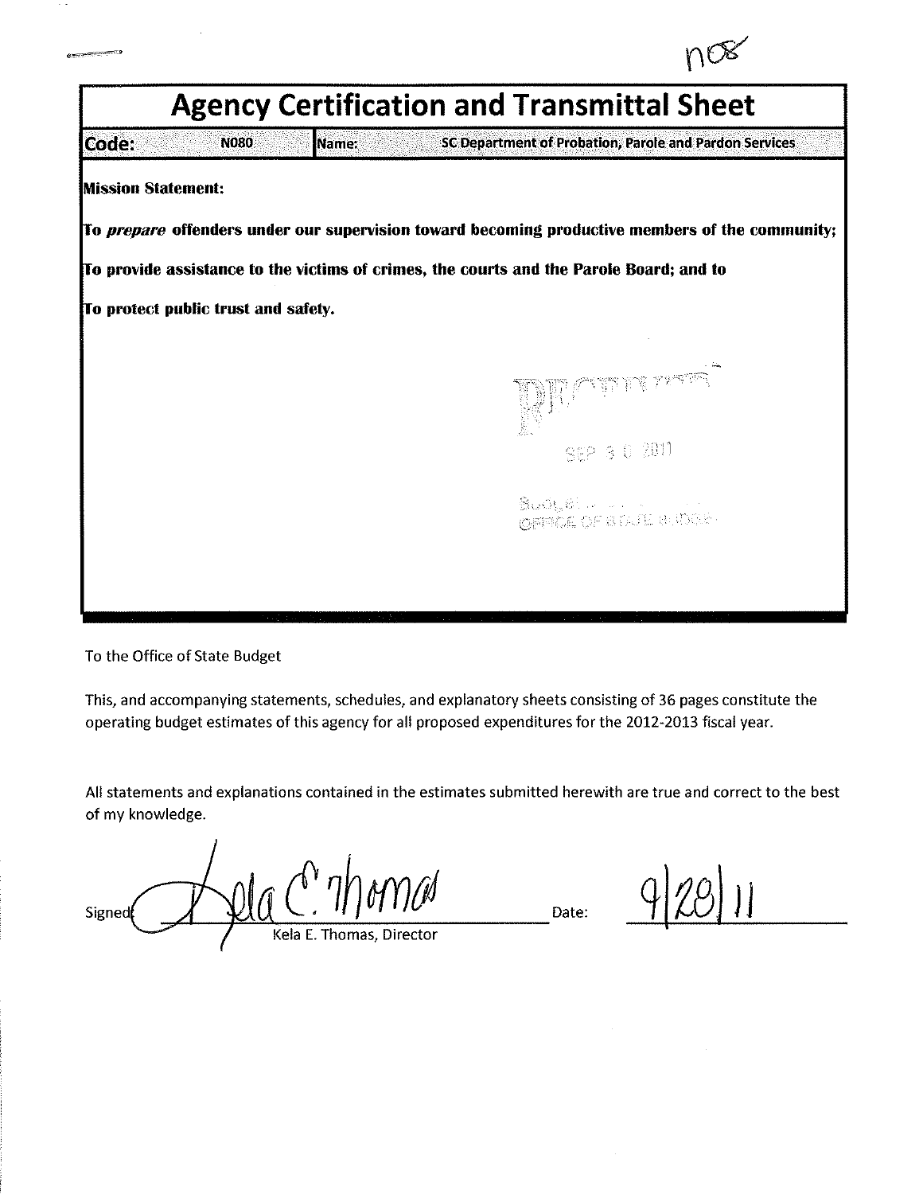n08

# Agency Certification and Transmittal Sheet

| Code: | N080 | Name: | SC Department of Probation, Parole and Pardon Services |
|---|---|---|---|

**Mission Statement:**

**To *prepare* offenders under our supervision toward becoming productive members of the community;**

**To provide assistance to the victims of crimes, the courts and the Parole Board; and to**

**To protect public trust and safety.**

RECEIVED

SEP 3 0 2011

OFFICE OF STATE BUDGET

To the Office of State Budget

This, and accompanying statements, schedules, and explanatory sheets consisting of 36 pages constitute the operating budget estimates of this agency for all proposed expenditures for the 2012-2013 fiscal year.

All statements and explanations contained in the estimates submitted herewith are true and correct to the best of my knowledge.

Signed: Kela C. Thomas
Kela E. Thomas, Director

Date: 9/28/11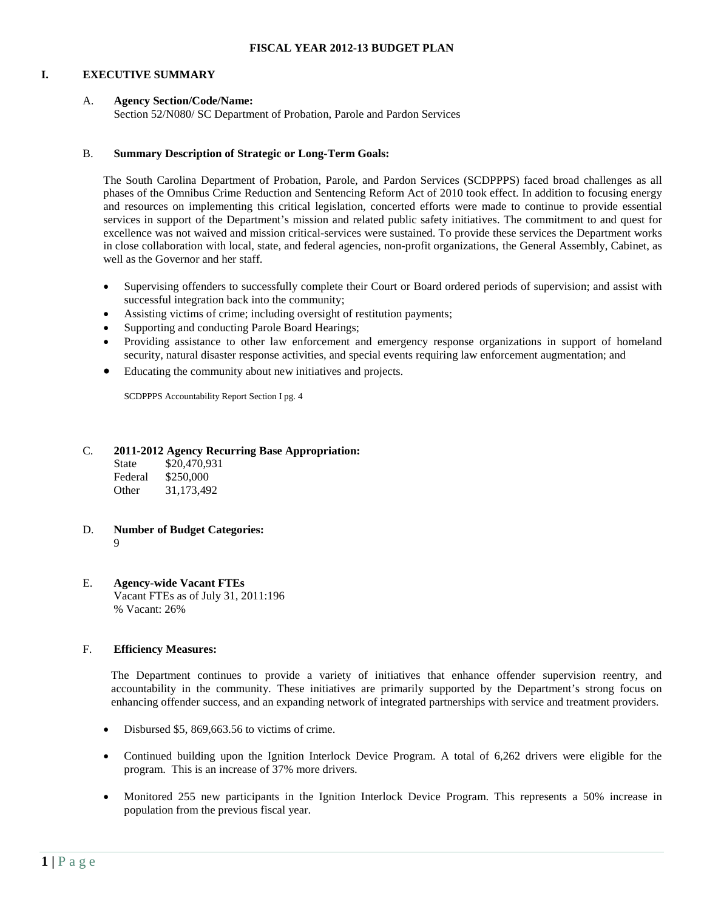**FISCAL YEAR 2012-13 BUDGET PLAN**

# I. EXECUTIVE SUMMARY

## A. Agency Section/Code/Name:

Section 52/N080/ SC Department of Probation, Parole and Pardon Services

## B. Summary Description of Strategic or Long-Term Goals:

The South Carolina Department of Probation, Parole, and Pardon Services (SCDPPPS) faced broad challenges as all phases of the Omnibus Crime Reduction and Sentencing Reform Act of 2010 took effect. In addition to focusing energy and resources on implementing this critical legislation, concerted efforts were made to continue to provide essential services in support of the Department's mission and related public safety initiatives. The commitment to and quest for excellence was not waived and mission critical-services were sustained. To provide these services the Department works in close collaboration with local, state, and federal agencies, non-profit organizations, the General Assembly, Cabinet, as well as the Governor and her staff.

- Supervising offenders to successfully complete their Court or Board ordered periods of supervision; and assist with successful integration back into the community;
- Assisting victims of crime; including oversight of restitution payments;
- Supporting and conducting Parole Board Hearings;
- Providing assistance to other law enforcement and emergency response organizations in support of homeland security, natural disaster response activities, and special events requiring law enforcement augmentation; and
- Educating the community about new initiatives and projects.

SCDPPPS Accountability Report Section I pg. 4

## C. 2011-2012 Agency Recurring Base Appropriation:

State $20,470,931
Federal $250,000
Other 31,173,492

## D. Number of Budget Categories:

9

## E. Agency-wide Vacant FTEs

Vacant FTEs as of July 31, 2011:196
% Vacant: 26%

## F. Efficiency Measures:

The Department continues to provide a variety of initiatives that enhance offender supervision reentry, and accountability in the community. These initiatives are primarily supported by the Department's strong focus on enhancing offender success, and an expanding network of integrated partnerships with service and treatment providers.

- Disbursed $5, 869,663.56 to victims of crime.
- Continued building upon the Ignition Interlock Device Program. A total of 6,262 drivers were eligible for the program. This is an increase of 37% more drivers.
- Monitored 255 new participants in the Ignition Interlock Device Program. This represents a 50% increase in population from the previous fiscal year.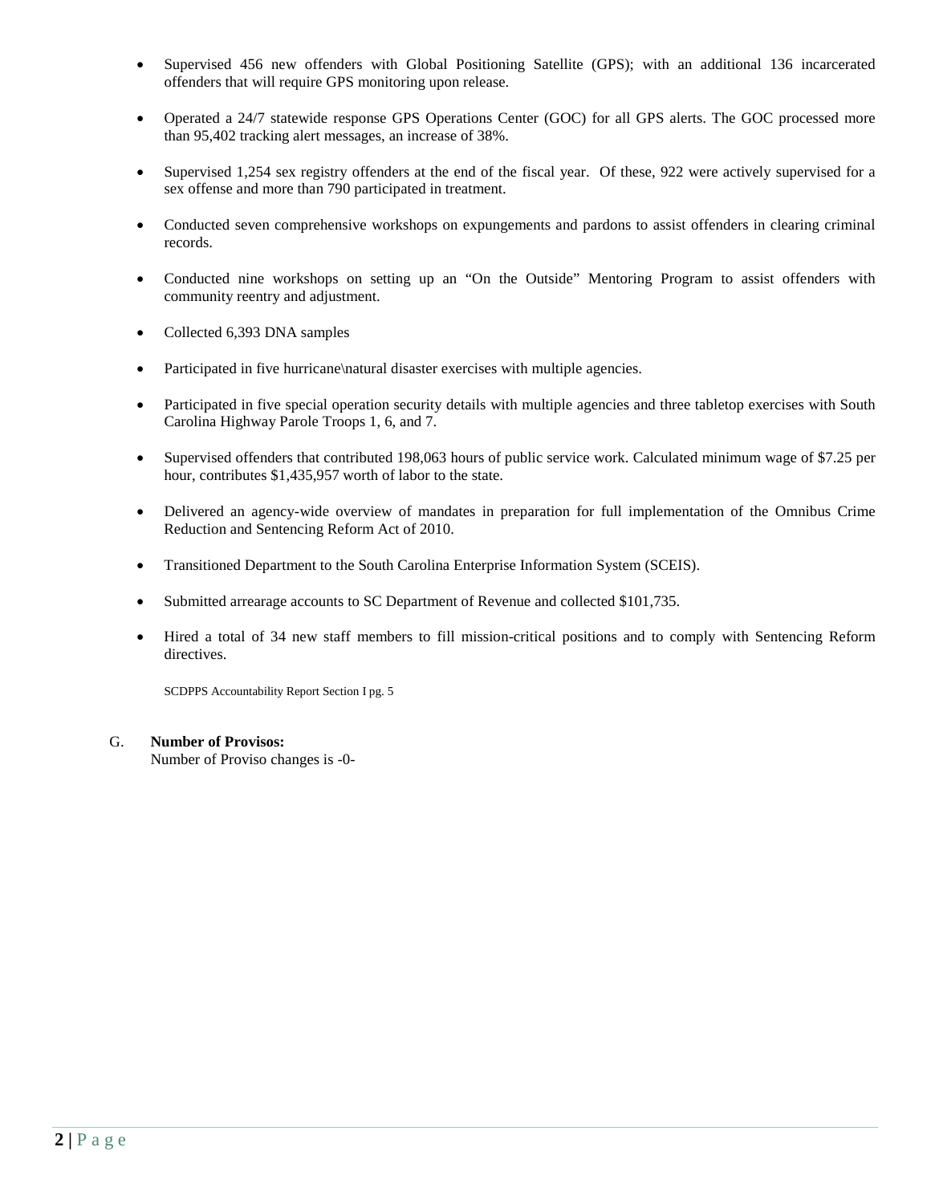- Supervised 456 new offenders with Global Positioning Satellite (GPS); with an additional 136 incarcerated offenders that will require GPS monitoring upon release.

- Operated a 24/7 statewide response GPS Operations Center (GOC) for all GPS alerts. The GOC processed more than 95,402 tracking alert messages, an increase of 38%.

- Supervised 1,254 sex registry offenders at the end of the fiscal year. Of these, 922 were actively supervised for a sex offense and more than 790 participated in treatment.

- Conducted seven comprehensive workshops on expungements and pardons to assist offenders in clearing criminal records.

- Conducted nine workshops on setting up an "On the Outside" Mentoring Program to assist offenders with community reentry and adjustment.

- Collected 6,393 DNA samples

- Participated in five hurricane\natural disaster exercises with multiple agencies.

- Participated in five special operation security details with multiple agencies and three tabletop exercises with South Carolina Highway Parole Troops 1, 6, and 7.

- Supervised offenders that contributed 198,063 hours of public service work. Calculated minimum wage of $7.25 per hour, contributes $1,435,957 worth of labor to the state.

- Delivered an agency-wide overview of mandates in preparation for full implementation of the Omnibus Crime Reduction and Sentencing Reform Act of 2010.

- Transitioned Department to the South Carolina Enterprise Information System (SCEIS).

- Submitted arrearage accounts to SC Department of Revenue and collected $101,735.

- Hired a total of 34 new staff members to fill mission-critical positions and to comply with Sentencing Reform directives.

SCDPPS Accountability Report Section I pg. 5

G. **Number of Provisos:**
Number of Proviso changes is -0-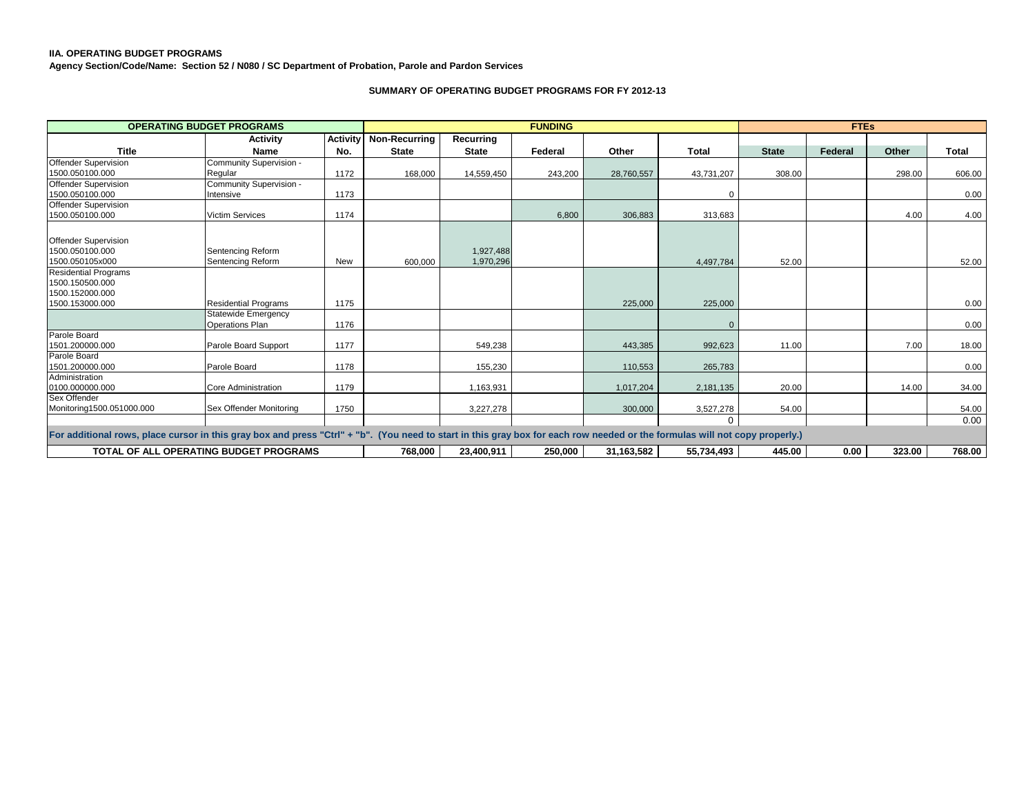**IIA. OPERATING BUDGET PROGRAMS**

**Agency Section/Code/Name: Section 52 / N080 / SC Department of Probation, Parole and Pardon Services**

**SUMMARY OF OPERATING BUDGET PROGRAMS FOR FY 2012-13**

| OPERATING BUDGET PROGRAMS | | | FUNDING | | | | | FTEs | | | |
|---|---|---|---|---|---|---|---|---|---|---|---|
| Title | Activity Name | Activity No. | Non-Recurring State | Recurring State | Federal | Other | Total | State | Federal | Other | Total |
| Offender Supervision 1500.050100.000 | Community Supervision - Regular | 1172 | 168,000 | 14,559,450 | 243,200 | 28,760,557 | 43,731,207 | 308.00 | | 298.00 | 606.00 |
| Offender Supervision 1500.050100.000 | Community Supervision - Intensive | 1173 | | | | | 0 | | | | 0.00 |
| Offender Supervision 1500.050100.000 | Victim Services | 1174 | | | 6,800 | 306,883 | 313,683 | | | 4.00 | 4.00 |
| Offender Supervision 1500.050100.000 1500.050105x000 | Sentencing Reform Sentencing Reform | New | 600,000 | 1,927,488 1,970,296 | | | 4,497,784 | 52.00 | | | 52.00 |
| Residential Programs 1500.150500.000 1500.152000.000 1500.153000.000 | Residential Programs | 1175 | | | | 225,000 | 225,000 | | | | 0.00 |
| | Statewide Emergency Operations Plan | 1176 | | | | | 0 | | | | 0.00 |
| Parole Board 1501.200000.000 | Parole Board Support | 1177 | | 549,238 | | 443,385 | 992,623 | 11.00 | | 7.00 | 18.00 |
| Parole Board 1501.200000.000 | Parole Board | 1178 | | 155,230 | | 110,553 | 265,783 | | | | 0.00 |
| Administration 0100.000000.000 | Core Administration | 1179 | | 1,163,931 | | 1,017,204 | 2,181,135 | 20.00 | | 14.00 | 34.00 |
| Sex Offender Monitoring1500.051000.000 | Sex Offender Monitoring | 1750 | | 3,227,278 | | 300,000 | 3,527,278 | 54.00 | | | 54.00 |
| | | | | | | | 0 | | | | 0.00 |
| **For additional rows, place cursor in this gray box and press "Ctrl" + "b". (You need to start in this gray box for each row needed or the formulas will not copy properly.)** | | | | | | | | | | | |
| **TOTAL OF ALL OPERATING BUDGET PROGRAMS** | | | **768,000** | **23,400,911** | **250,000** | **31,163,582** | **55,734,493** | **445.00** | **0.00** | **323.00** | **768.00** |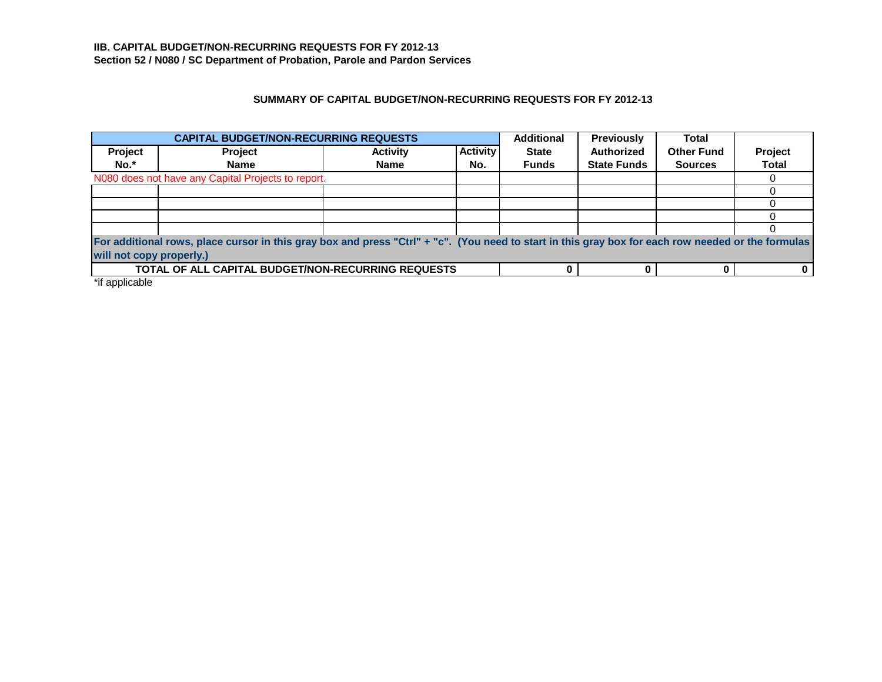**IIB. CAPITAL BUDGET/NON-RECURRING REQUESTS FOR FY 2012-13**
**Section 52 / N080 / SC Department of Probation, Parole and Pardon Services**

## SUMMARY OF CAPITAL BUDGET/NON-RECURRING REQUESTS FOR FY 2012-13

| CAPITAL BUDGET/NON-RECURRING REQUESTS | | | | Additional State Funds | Previously Authorized State Funds | Total Other Fund Sources | Project Total |
|---|---|---|---|---|---|---|---|
| Project No.* | Project Name | Activity Name | Activity No. | | | | |
| N080 does not have any Capital Projects to report. | | | | | | | 0 |
| | | | | | | | 0 |
| | | | | | | | 0 |
| | | | | | | | 0 |
| | | | | | | | 0 |
| For additional rows, place cursor in this gray box and press "Ctrl" + "c". (You need to start in this gray box for each row needed or the formulas will not copy properly.) | | | | | | | |
| **TOTAL OF ALL CAPITAL BUDGET/NON-RECURRING REQUESTS** | | | | **0** | **0** | **0** | **0** |

*if applicable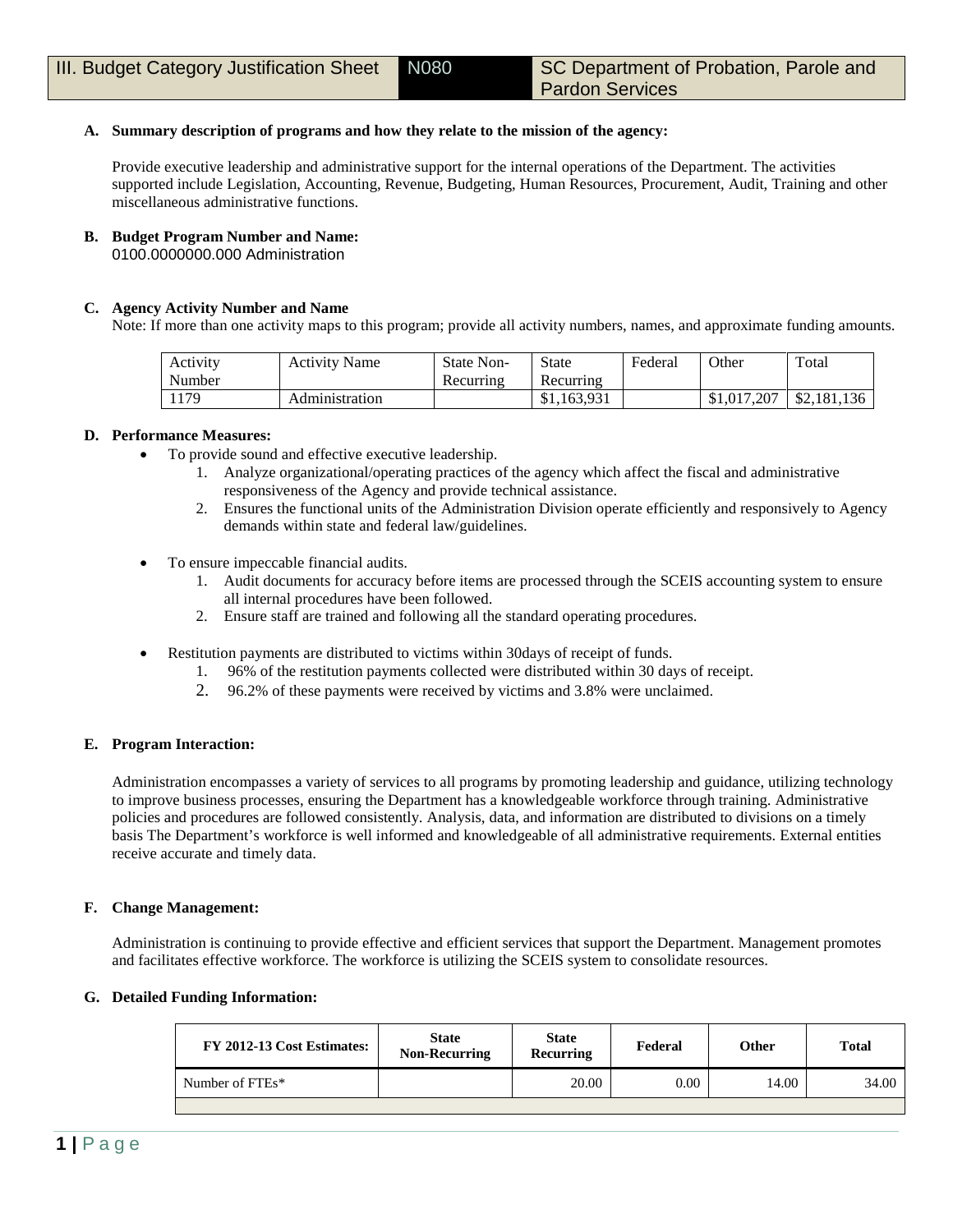| III. Budget Category Justification Sheet | N080 | SC Department of Probation, Parole and Pardon Services |
|---|---|---|

**A. Summary description of programs and how they relate to the mission of the agency:**

Provide executive leadership and administrative support for the internal operations of the Department. The activities supported include Legislation, Accounting, Revenue, Budgeting, Human Resources, Procurement, Audit, Training and other miscellaneous administrative functions.

**B. Budget Program Number and Name:**
0100.0000000.000 Administration

**C. Agency Activity Number and Name**
Note: If more than one activity maps to this program; provide all activity numbers, names, and approximate funding amounts.

| Activity Number | Activity Name | State Non-Recurring | State Recurring | Federal | Other | Total |
|---|---|---|---|---|---|---|
| 1179 | Administration | | $1,163,931 | | $1,017,207 | $2,181,136 |

**D. Performance Measures:**

- To provide sound and effective executive leadership.
  1. Analyze organizational/operating practices of the agency which affect the fiscal and administrative responsiveness of the Agency and provide technical assistance.
  2. Ensures the functional units of the Administration Division operate efficiently and responsively to Agency demands within state and federal law/guidelines.

- To ensure impeccable financial audits.
  1. Audit documents for accuracy before items are processed through the SCEIS accounting system to ensure all internal procedures have been followed.
  2. Ensure staff are trained and following all the standard operating procedures.

- Restitution payments are distributed to victims within 30days of receipt of funds.
  1. 96% of the restitution payments collected were distributed within 30 days of receipt.
  2. 96.2% of these payments were received by victims and 3.8% were unclaimed.

**E. Program Interaction:**

Administration encompasses a variety of services to all programs by promoting leadership and guidance, utilizing technology to improve business processes, ensuring the Department has a knowledgeable workforce through training. Administrative policies and procedures are followed consistently. Analysis, data, and information are distributed to divisions on a timely basis The Department's workforce is well informed and knowledgeable of all administrative requirements. External entities receive accurate and timely data.

**F. Change Management:**

Administration is continuing to provide effective and efficient services that support the Department. Management promotes and facilitates effective workforce. The workforce is utilizing the SCEIS system to consolidate resources.

**G. Detailed Funding Information:**

| FY 2012-13 Cost Estimates: | State Non-Recurring | State Recurring | Federal | Other | Total |
|---|---|---|---|---|---|
| Number of FTEs* | | 20.00 | 0.00 | 14.00 | 34.00 |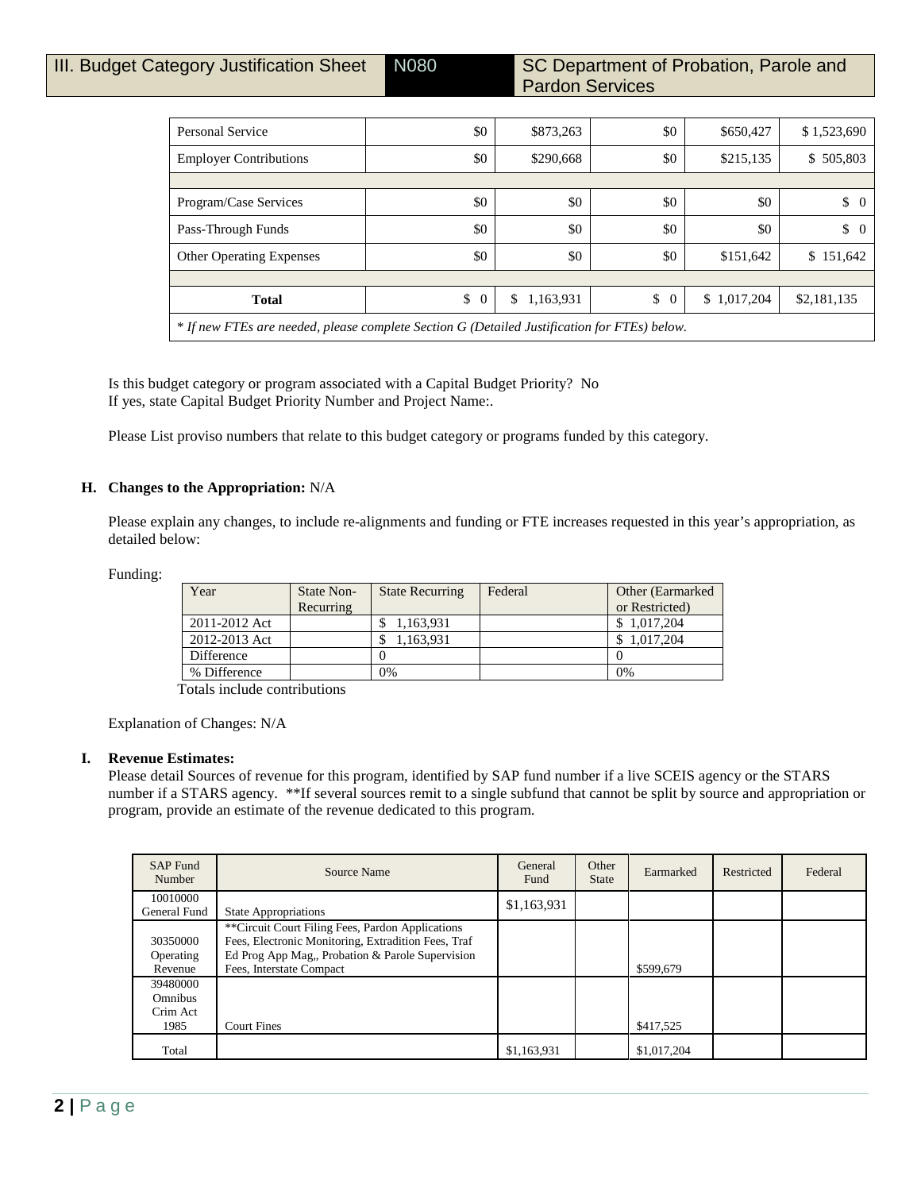| III. Budget Category Justification Sheet | N080 | SC Department of Probation, Parole and Pardon Services |
|---|---|---|

| | | | | | |
|---|---|---|---|---|---|
| Personal Service | $0 | $873,263 | $0 | $650,427 | $ 1,523,690 |
| Employer Contributions | $0 | $290,668 | $0 | $215,135 | $ 505,803 |
| | | | | | |
| Program/Case Services | $0 | $0 | $0 | $0 | $ 0 |
| Pass-Through Funds | $0 | $0 | $0 | $0 | $ 0 |
| Other Operating Expenses | $0 | $0 | $0 | $151,642 | $ 151,642 |
| | | | | | |
| **Total** | $ 0 | $ 1,163,931 | $ 0 | $ 1,017,204 | $2,181,135 |

*\* If new FTEs are needed, please complete Section G (Detailed Justification for FTEs) below.*

Is this budget category or program associated with a Capital Budget Priority? No
If yes, state Capital Budget Priority Number and Project Name:.

Please List proviso numbers that relate to this budget category or programs funded by this category.

**H. Changes to the Appropriation:** N/A

Please explain any changes, to include re-alignments and funding or FTE increases requested in this year's appropriation, as detailed below:

Funding:

| Year | State Non-Recurring | State Recurring | Federal | Other (Earmarked or Restricted) |
|---|---|---|---|---|
| 2011-2012 Act | | $ 1,163,931 | | $ 1,017,204 |
| 2012-2013 Act | | $ 1,163,931 | | $ 1,017,204 |
| Difference | | 0 | | 0 |
| % Difference | | 0% | | 0% |

Totals include contributions

Explanation of Changes: N/A

**I. Revenue Estimates:**
Please detail Sources of revenue for this program, identified by SAP fund number if a live SCEIS agency or the STARS number if a STARS agency. **If several sources remit to a single subfund that cannot be split by source and appropriation or program, provide an estimate of the revenue dedicated to this program.

| SAP Fund Number | Source Name | General Fund | Other State | Earmarked | Restricted | Federal |
|---|---|---|---|---|---|---|
| 10010000 General Fund | State Appropriations | $1,163,931 | | | | |
| 30350000 Operating Revenue | **Circuit Court Filing Fees, Pardon Applications Fees, Electronic Monitoring, Extradition Fees, Traf Ed Prog App Mag,, Probation & Parole Supervision Fees, Interstate Compact | | | $599,679 | | |
| 39480000 Omnibus Crim Act 1985 | Court Fines | | | $417,525 | | |
| Total | | $1,163,931 | | $1,017,204 | | |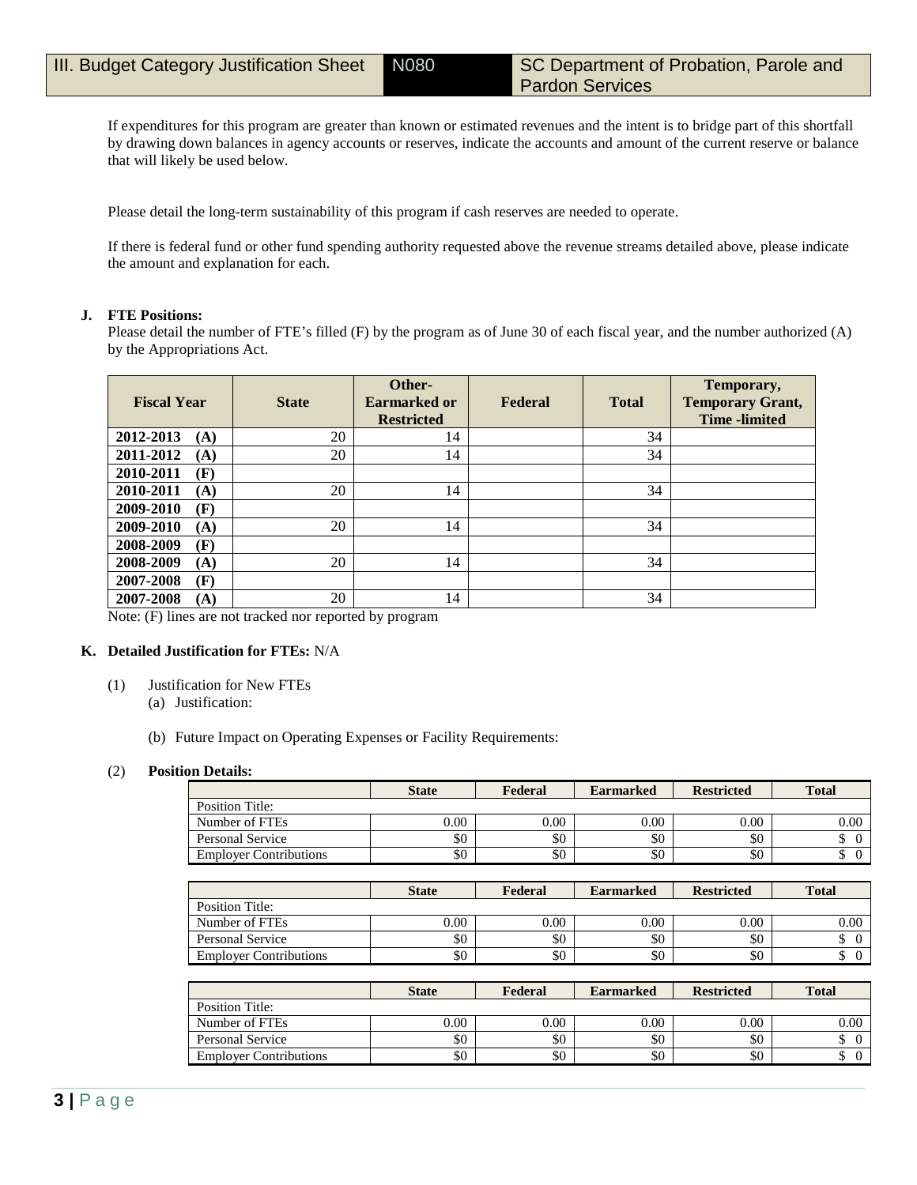If expenditures for this program are greater than known or estimated revenues and the intent is to bridge part of this shortfall by drawing down balances in agency accounts or reserves, indicate the accounts and amount of the current reserve or balance that will likely be used below.

Please detail the long-term sustainability of this program if cash reserves are needed to operate.

If there is federal fund or other fund spending authority requested above the revenue streams detailed above, please indicate the amount and explanation for each.

**J. FTE Positions:**

Please detail the number of FTE's filled (F) by the program as of June 30 of each fiscal year, and the number authorized (A) by the Appropriations Act.

| Fiscal Year | State | Other-Earmarked or Restricted | Federal | Total | Temporary, Temporary Grant, Time -limited |
|---|---|---|---|---|---|
| **2012-2013 (A)** | 20 | 14 | | 34 | |
| **2011-2012 (A)** | 20 | 14 | | 34 | |
| **2010-2011 (F)** | | | | | |
| **2010-2011 (A)** | 20 | 14 | | 34 | |
| **2009-2010 (F)** | | | | | |
| **2009-2010 (A)** | 20 | 14 | | 34 | |
| **2008-2009 (F)** | | | | | |
| **2008-2009 (A)** | 20 | 14 | | 34 | |
| **2007-2008 (F)** | | | | | |
| **2007-2008 (A)** | 20 | 14 | | 34 | |

Note: (F) lines are not tracked nor reported by program

**K. Detailed Justification for FTEs:** N/A

(1) Justification for New FTEs

(a) Justification:

(b) Future Impact on Operating Expenses or Facility Requirements:

(2) **Position Details:**

| | State | Federal | Earmarked | Restricted | Total |
|---|---|---|---|---|---|
| Position Title: | | | | | |
| Number of FTEs | 0.00 | 0.00 | 0.00 | 0.00 | 0.00 |
| Personal Service | $0 | $0 | $0 | $0 | $ 0 |
| Employer Contributions | $0 | $0 | $0 | $0 | $ 0 |

| | State | Federal | Earmarked | Restricted | Total |
|---|---|---|---|---|---|
| Position Title: | | | | | |
| Number of FTEs | 0.00 | 0.00 | 0.00 | 0.00 | 0.00 |
| Personal Service | $0 | $0 | $0 | $0 | $ 0 |
| Employer Contributions | $0 | $0 | $0 | $0 | $ 0 |

| | State | Federal | Earmarked | Restricted | Total |
|---|---|---|---|---|---|
| Position Title: | | | | | |
| Number of FTEs | 0.00 | 0.00 | 0.00 | 0.00 | 0.00 |
| Personal Service | $0 | $0 | $0 | $0 | $ 0 |
| Employer Contributions | $0 | $0 | $0 | $0 | $ 0 |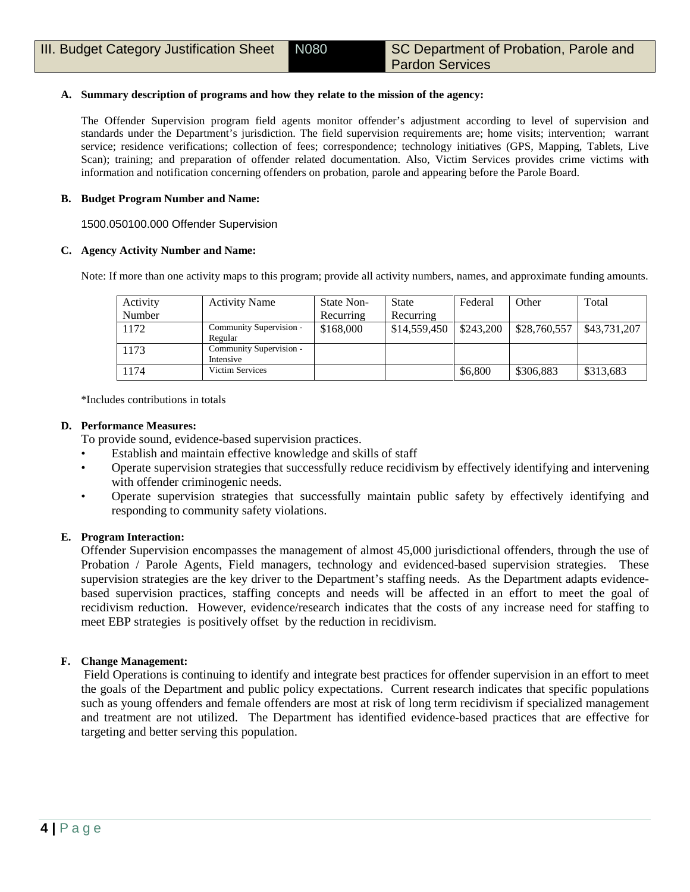| III. Budget Category Justification Sheet | N080 | SC Department of Probation, Parole and Pardon Services |
|---|---|---|

**A. Summary description of programs and how they relate to the mission of the agency:**

The Offender Supervision program field agents monitor offender's adjustment according to level of supervision and standards under the Department's jurisdiction. The field supervision requirements are; home visits; intervention; warrant service; residence verifications; collection of fees; correspondence; technology initiatives (GPS, Mapping, Tablets, Live Scan); training; and preparation of offender related documentation. Also, Victim Services provides crime victims with information and notification concerning offenders on probation, parole and appearing before the Parole Board.

**B. Budget Program Number and Name:**

1500.050100.000 Offender Supervision

**C. Agency Activity Number and Name:**

Note: If more than one activity maps to this program; provide all activity numbers, names, and approximate funding amounts.

| Activity Number | Activity Name | State Non-Recurring | State Recurring | Federal | Other | Total |
|---|---|---|---|---|---|---|
| 1172 | Community Supervision - Regular | $168,000 | $14,559,450 | $243,200 | $28,760,557 | $43,731,207 |
| 1173 | Community Supervision - Intensive | | | | | |
| 1174 | Victim Services | | | $6,800 | $306,883 | $313,683 |

*Includes contributions in totals

**D. Performance Measures:**

To provide sound, evidence-based supervision practices.

- Establish and maintain effective knowledge and skills of staff
- Operate supervision strategies that successfully reduce recidivism by effectively identifying and intervening with offender criminogenic needs.
- Operate supervision strategies that successfully maintain public safety by effectively identifying and responding to community safety violations.

**E. Program Interaction:**

Offender Supervision encompasses the management of almost 45,000 jurisdictional offenders, through the use of Probation / Parole Agents, Field managers, technology and evidenced-based supervision strategies. These supervision strategies are the key driver to the Department's staffing needs. As the Department adapts evidence-based supervision practices, staffing concepts and needs will be affected in an effort to meet the goal of recidivism reduction. However, evidence/research indicates that the costs of any increase need for staffing to meet EBP strategies is positively offset by the reduction in recidivism.

**F. Change Management:**

Field Operations is continuing to identify and integrate best practices for offender supervision in an effort to meet the goals of the Department and public policy expectations. Current research indicates that specific populations such as young offenders and female offenders are most at risk of long term recidivism if specialized management and treatment are not utilized. The Department has identified evidence-based practices that are effective for targeting and better serving this population.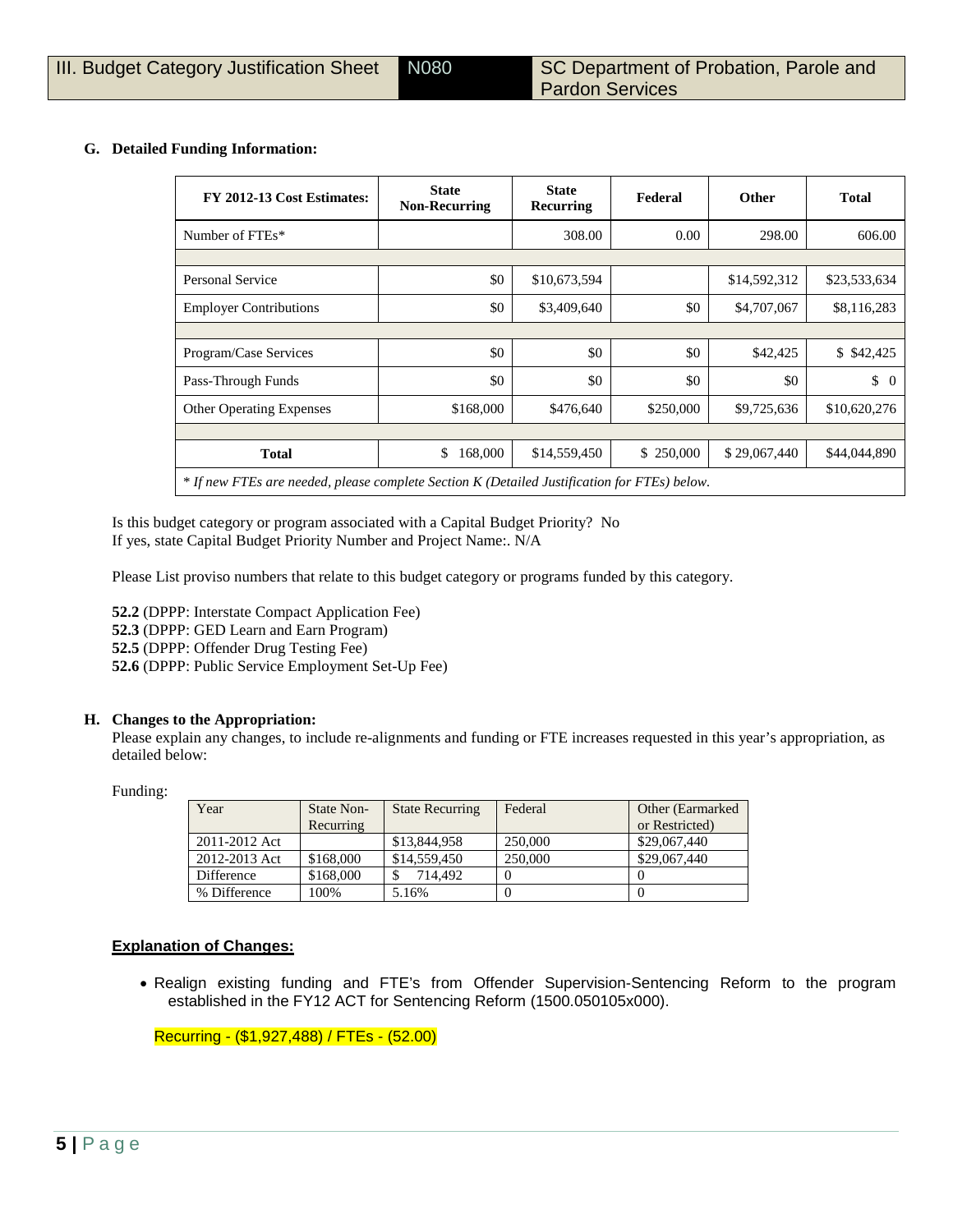### G. Detailed Funding Information:

| FY 2012-13 Cost Estimates: | State Non-Recurring | State Recurring | Federal | Other | Total |
|---|---|---|---|---|---|
| Number of FTEs* | | 308.00 | 0.00 | 298.00 | 606.00 |
| | | | | | |
| Personal Service | $0 | $10,673,594 | | $14,592,312 | $23,533,634 |
| Employer Contributions | $0 | $3,409,640 | $0 | $4,707,067 | $8,116,283 |
| | | | | | |
| Program/Case Services | $0 | $0 | $0 | $42,425 | $ $42,425 |
| Pass-Through Funds | $0 | $0 | $0 | $0 | $ 0 |
| Other Operating Expenses | $168,000 | $476,640 | $250,000 | $9,725,636 | $10,620,276 |
| | | | | | |
| **Total** | $ 168,000 | $14,559,450 | $ 250,000 | $ 29,067,440 | $44,044,890 |

*\* If new FTEs are needed, please complete Section K (Detailed Justification for FTEs) below.*

Is this budget category or program associated with a Capital Budget Priority? No
If yes, state Capital Budget Priority Number and Project Name:. N/A

Please List proviso numbers that relate to this budget category or programs funded by this category.

**52.2** (DPPP: Interstate Compact Application Fee)
**52.3** (DPPP: GED Learn and Earn Program)
**52.5** (DPPP: Offender Drug Testing Fee)
**52.6** (DPPP: Public Service Employment Set-Up Fee)

### H. Changes to the Appropriation:

Please explain any changes, to include re-alignments and funding or FTE increases requested in this year's appropriation, as detailed below:

Funding:

| Year | State Non-Recurring | State Recurring | Federal | Other (Earmarked or Restricted) |
|---|---|---|---|---|
| 2011-2012 Act | | $13,844,958 | 250,000 | $29,067,440 |
| 2012-2013 Act | $168,000 | $14,559,450 | 250,000 | $29,067,440 |
| Difference | $168,000 | $ 714,492 | 0 | 0 |
| % Difference | 100% | 5.16% | 0 | 0 |

**Explanation of Changes:**

- Realign existing funding and FTE's from Offender Supervision-Sentencing Reform to the program established in the FY12 ACT for Sentencing Reform (1500.050105x000).

Recurring - ($1,927,488) / FTEs - (52.00)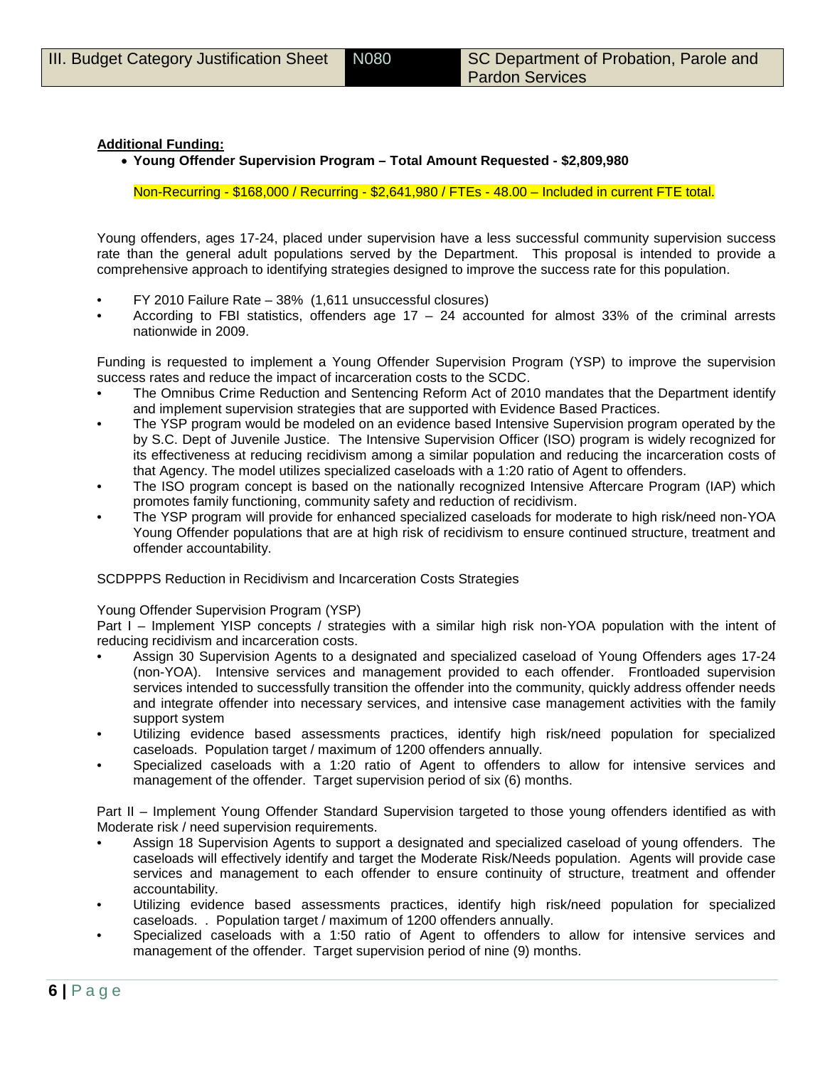**Additional Funding:**

- **Young Offender Supervision Program – Total Amount Requested - $2,809,980**

  Non-Recurring - $168,000 / Recurring - $2,641,980 / FTEs - 48.00 – Included in current FTE total.

Young offenders, ages 17-24, placed under supervision have a less successful community supervision success rate than the general adult populations served by the Department. This proposal is intended to provide a comprehensive approach to identifying strategies designed to improve the success rate for this population.

- FY 2010 Failure Rate – 38% (1,611 unsuccessful closures)
- According to FBI statistics, offenders age 17 – 24 accounted for almost 33% of the criminal arrests nationwide in 2009.

Funding is requested to implement a Young Offender Supervision Program (YSP) to improve the supervision success rates and reduce the impact of incarceration costs to the SCDC.

- The Omnibus Crime Reduction and Sentencing Reform Act of 2010 mandates that the Department identify and implement supervision strategies that are supported with Evidence Based Practices.
- The YSP program would be modeled on an evidence based Intensive Supervision program operated by the by S.C. Dept of Juvenile Justice. The Intensive Supervision Officer (ISO) program is widely recognized for its effectiveness at reducing recidivism among a similar population and reducing the incarceration costs of that Agency. The model utilizes specialized caseloads with a 1:20 ratio of Agent to offenders.
- The ISO program concept is based on the nationally recognized Intensive Aftercare Program (IAP) which promotes family functioning, community safety and reduction of recidivism.
- The YSP program will provide for enhanced specialized caseloads for moderate to high risk/need non-YOA Young Offender populations that are at high risk of recidivism to ensure continued structure, treatment and offender accountability.

SCDPPPS Reduction in Recidivism and Incarceration Costs Strategies

Young Offender Supervision Program (YSP)
Part I – Implement YISP concepts / strategies with a similar high risk non-YOA population with the intent of reducing recidivism and incarceration costs.

- Assign 30 Supervision Agents to a designated and specialized caseload of Young Offenders ages 17-24 (non-YOA). Intensive services and management provided to each offender. Frontloaded supervision services intended to successfully transition the offender into the community, quickly address offender needs and integrate offender into necessary services, and intensive case management activities with the family support system
- Utilizing evidence based assessments practices, identify high risk/need population for specialized caseloads. Population target / maximum of 1200 offenders annually.
- Specialized caseloads with a 1:20 ratio of Agent to offenders to allow for intensive services and management of the offender. Target supervision period of six (6) months.

Part II – Implement Young Offender Standard Supervision targeted to those young offenders identified as with Moderate risk / need supervision requirements.

- Assign 18 Supervision Agents to support a designated and specialized caseload of young offenders. The caseloads will effectively identify and target the Moderate Risk/Needs population. Agents will provide case services and management to each offender to ensure continuity of structure, treatment and offender accountability.
- Utilizing evidence based assessments practices, identify high risk/need population for specialized caseloads. . Population target / maximum of 1200 offenders annually.
- Specialized caseloads with a 1:50 ratio of Agent to offenders to allow for intensive services and management of the offender. Target supervision period of nine (9) months.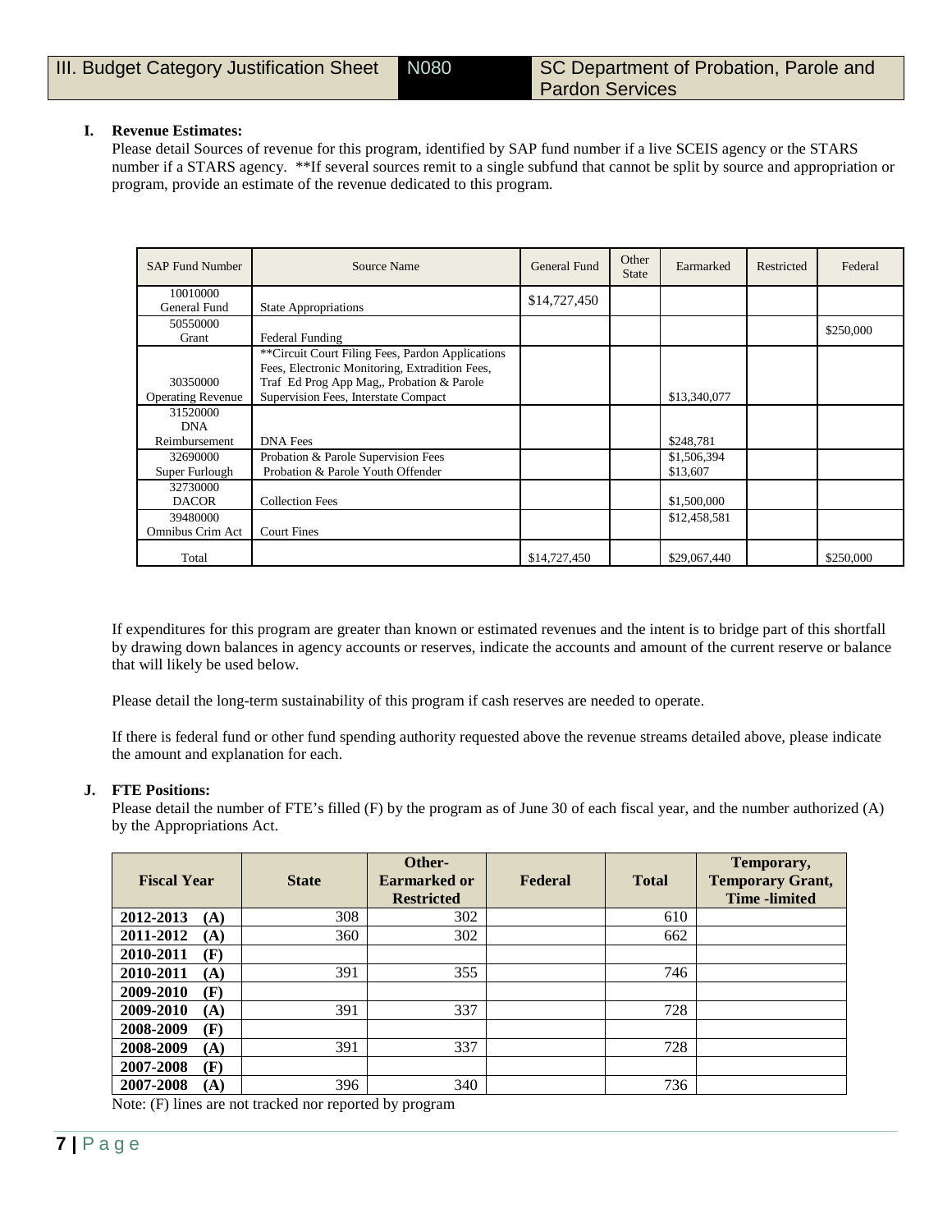| III. Budget Category Justification Sheet | N080 | SC Department of Probation, Parole and Pardon Services |
|---|---|---|

**I. Revenue Estimates:**

Please detail Sources of revenue for this program, identified by SAP fund number if a live SCEIS agency or the STARS number if a STARS agency. **If several sources remit to a single subfund that cannot be split by source and appropriation or program, provide an estimate of the revenue dedicated to this program.

| SAP Fund Number | Source Name | General Fund | Other State | Earmarked | Restricted | Federal |
|---|---|---|---|---|---|---|
| 10010000 General Fund | State Appropriations | $14,727,450 | | | | |
| 50550000 Grant | Federal Funding | | | | | $250,000 |
| 30350000 Operating Revenue | **Circuit Court Filing Fees, Pardon Applications Fees, Electronic Monitoring, Extradition Fees, Traf Ed Prog App Mag,, Probation & Parole Supervision Fees, Interstate Compact | | | $13,340,077 | | |
| 31520000 DNA Reimbursement | DNA Fees | | | $248,781 | | |
| 32690000 Super Furlough | Probation & Parole Supervision Fees<br>Probation & Parole Youth Offender | | | $1,506,394<br>$13,607 | | |
| 32730000 DACOR | Collection Fees | | | $1,500,000 | | |
| 39480000 Omnibus Crim Act | Court Fines | | | $12,458,581 | | |
| Total | | $14,727,450 | | $29,067,440 | | $250,000 |

If expenditures for this program are greater than known or estimated revenues and the intent is to bridge part of this shortfall by drawing down balances in agency accounts or reserves, indicate the accounts and amount of the current reserve or balance that will likely be used below.

Please detail the long-term sustainability of this program if cash reserves are needed to operate.

If there is federal fund or other fund spending authority requested above the revenue streams detailed above, please indicate the amount and explanation for each.

**J. FTE Positions:**

Please detail the number of FTE's filled (F) by the program as of June 30 of each fiscal year, and the number authorized (A) by the Appropriations Act.

| Fiscal Year | State | Other-Earmarked or Restricted | Federal | Total | Temporary, Temporary Grant, Time -limited |
|---|---|---|---|---|---|
| **2012-2013 (A)** | 308 | 302 | | 610 | |
| **2011-2012 (A)** | 360 | 302 | | 662 | |
| **2010-2011 (F)** | | | | | |
| **2010-2011 (A)** | 391 | 355 | | 746 | |
| **2009-2010 (F)** | | | | | |
| **2009-2010 (A)** | 391 | 337 | | 728 | |
| **2008-2009 (F)** | | | | | |
| **2008-2009 (A)** | 391 | 337 | | 728 | |
| **2007-2008 (F)** | | | | | |
| **2007-2008 (A)** | 396 | 340 | | 736 | |

Note: (F) lines are not tracked nor reported by program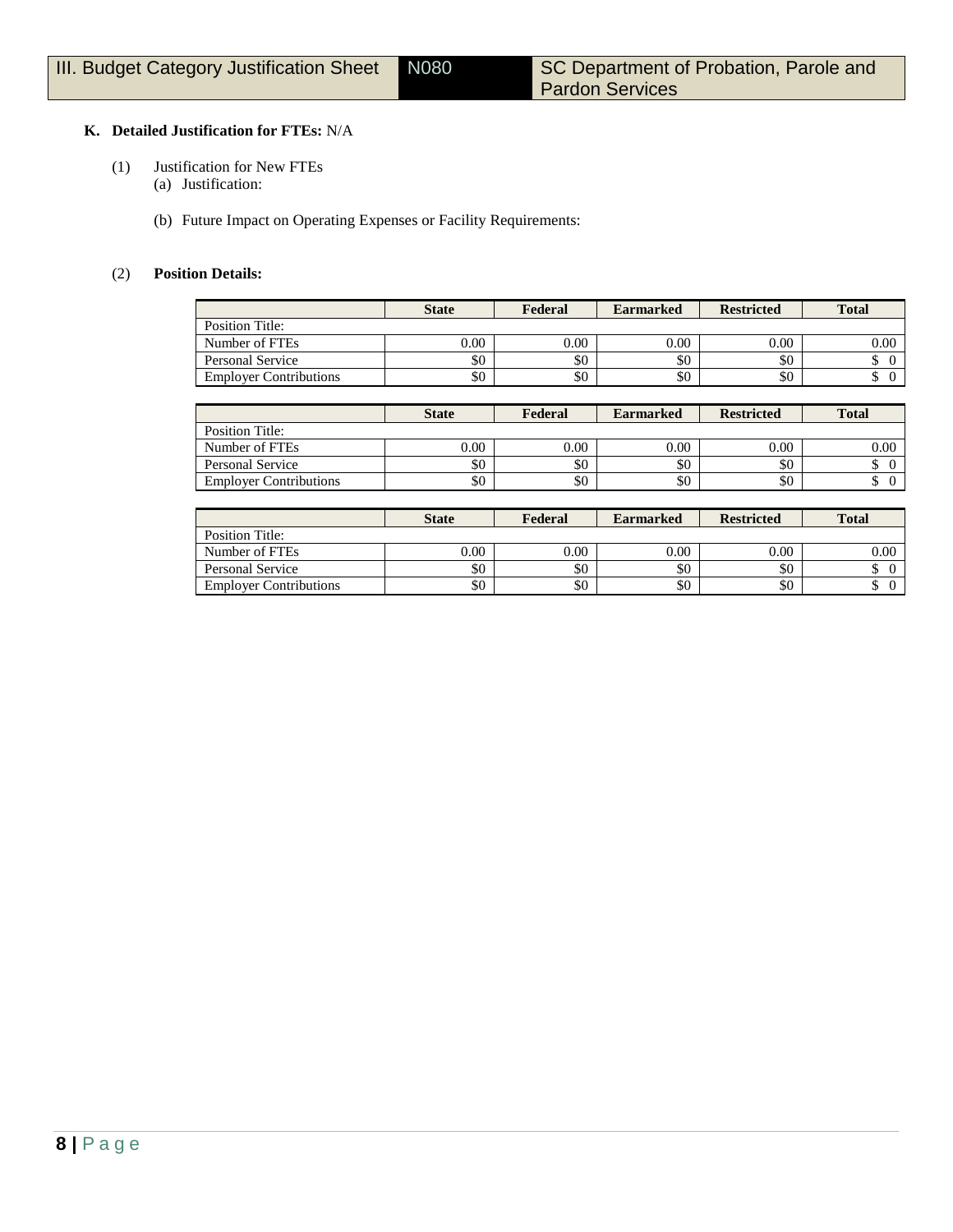III. Budget Category Justification Sheet | N080 | SC Department of Probation, Parole and Pardon Services

**K. Detailed Justification for FTEs:** N/A

(1) Justification for New FTEs

(a) Justification:

(b) Future Impact on Operating Expenses or Facility Requirements:

(2) **Position Details:**

| | State | Federal | Earmarked | Restricted | Total |
|---|---|---|---|---|---|
| Position Title: | | | | | |
| Number of FTEs | 0.00 | 0.00 | 0.00 | 0.00 | 0.00 |
| Personal Service | $0 | $0 | $0 | $0 | $ 0 |
| Employer Contributions | $0 | $0 | $0 | $0 | $ 0 |

| | State | Federal | Earmarked | Restricted | Total |
|---|---|---|---|---|---|
| Position Title: | | | | | |
| Number of FTEs | 0.00 | 0.00 | 0.00 | 0.00 | 0.00 |
| Personal Service | $0 | $0 | $0 | $0 | $ 0 |
| Employer Contributions | $0 | $0 | $0 | $0 | $ 0 |

| | State | Federal | Earmarked | Restricted | Total |
|---|---|---|---|---|---|
| Position Title: | | | | | |
| Number of FTEs | 0.00 | 0.00 | 0.00 | 0.00 | 0.00 |
| Personal Service | $0 | $0 | $0 | $0 | $ 0 |
| Employer Contributions | $0 | $0 | $0 | $0 | $ 0 |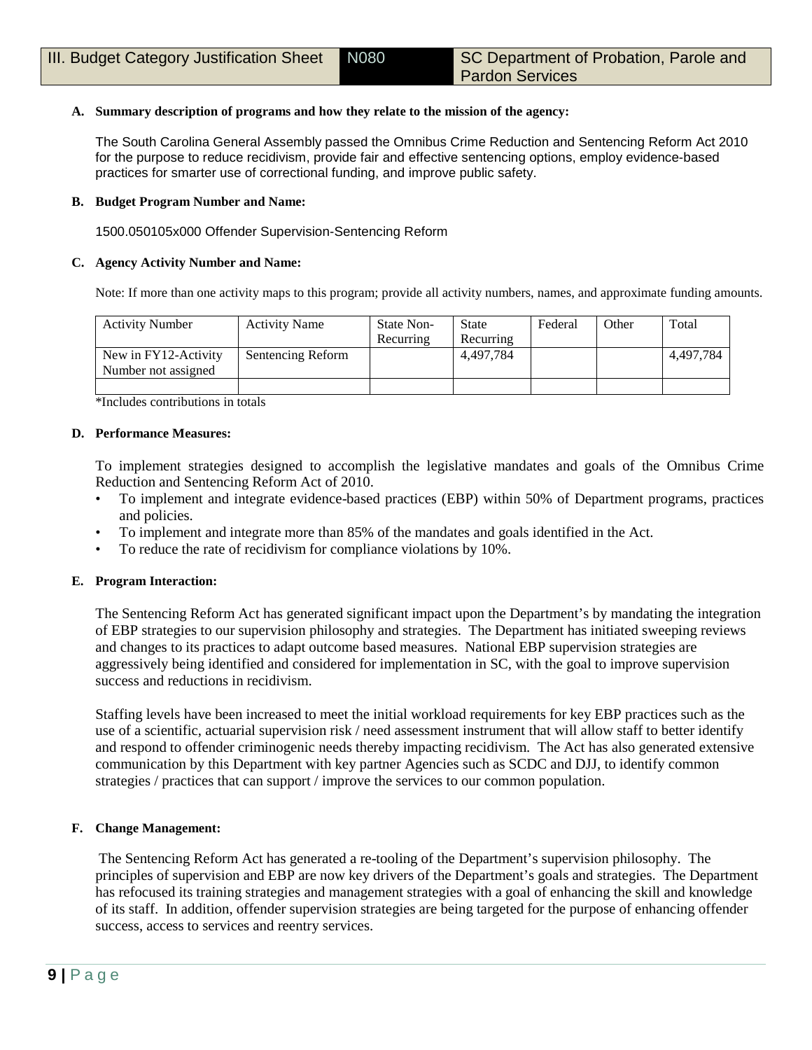| III. Budget Category Justification Sheet | N080 | SC Department of Probation, Parole and Pardon Services |
|---|---|---|

**A. Summary description of programs and how they relate to the mission of the agency:**

The South Carolina General Assembly passed the Omnibus Crime Reduction and Sentencing Reform Act 2010 for the purpose to reduce recidivism, provide fair and effective sentencing options, employ evidence-based practices for smarter use of correctional funding, and improve public safety.

**B. Budget Program Number and Name:**

1500.050105x000 Offender Supervision-Sentencing Reform

**C. Agency Activity Number and Name:**

Note: If more than one activity maps to this program; provide all activity numbers, names, and approximate funding amounts.

| Activity Number | Activity Name | State Non-Recurring | State Recurring | Federal | Other | Total |
|---|---|---|---|---|---|---|
| New in FY12-Activity Number not assigned | Sentencing Reform | | 4,497,784 | | | 4,497,784 |
| | | | | | | |

*Includes contributions in totals

**D. Performance Measures:**

To implement strategies designed to accomplish the legislative mandates and goals of the Omnibus Crime Reduction and Sentencing Reform Act of 2010.

- To implement and integrate evidence-based practices (EBP) within 50% of Department programs, practices and policies.
- To implement and integrate more than 85% of the mandates and goals identified in the Act.
- To reduce the rate of recidivism for compliance violations by 10%.

**E. Program Interaction:**

The Sentencing Reform Act has generated significant impact upon the Department's by mandating the integration of EBP strategies to our supervision philosophy and strategies. The Department has initiated sweeping reviews and changes to its practices to adapt outcome based measures. National EBP supervision strategies are aggressively being identified and considered for implementation in SC, with the goal to improve supervision success and reductions in recidivism.

Staffing levels have been increased to meet the initial workload requirements for key EBP practices such as the use of a scientific, actuarial supervision risk / need assessment instrument that will allow staff to better identify and respond to offender criminogenic needs thereby impacting recidivism. The Act has also generated extensive communication by this Department with key partner Agencies such as SCDC and DJJ, to identify common strategies / practices that can support / improve the services to our common population.

**F. Change Management:**

The Sentencing Reform Act has generated a re-tooling of the Department's supervision philosophy. The principles of supervision and EBP are now key drivers of the Department's goals and strategies. The Department has refocused its training strategies and management strategies with a goal of enhancing the skill and knowledge of its staff. In addition, offender supervision strategies are being targeted for the purpose of enhancing offender success, access to services and reentry services.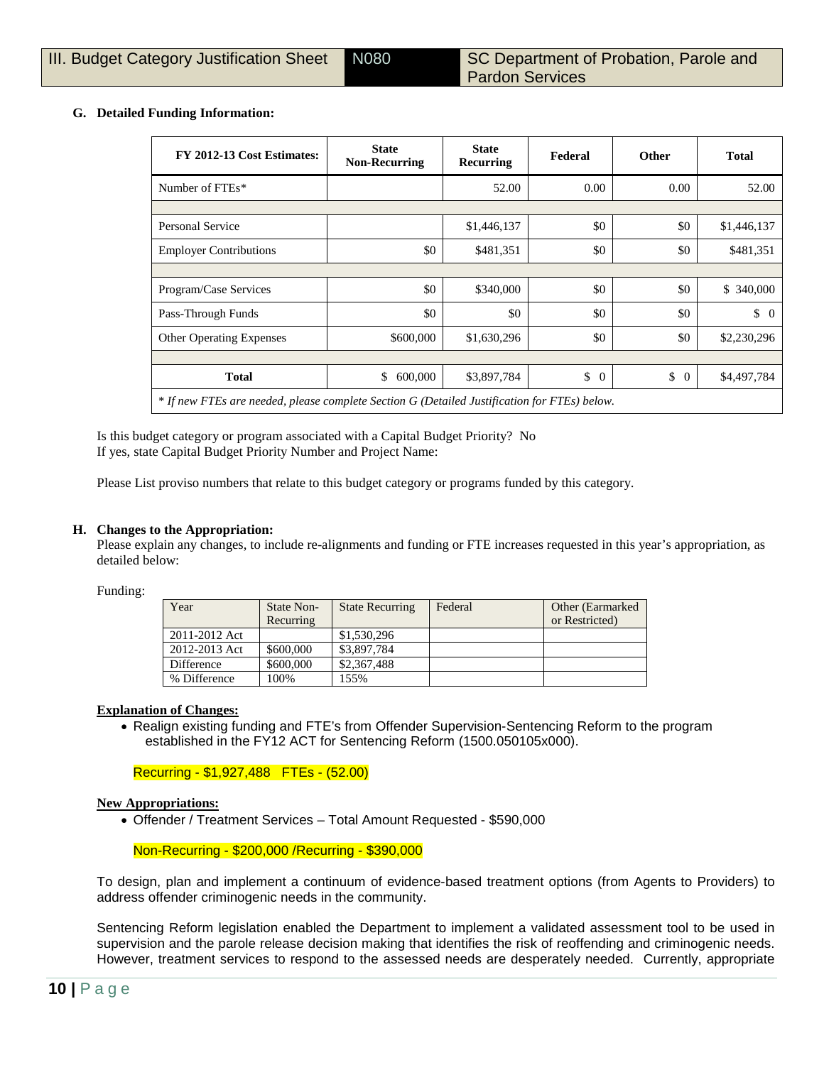### G. Detailed Funding Information:

| FY 2012-13 Cost Estimates: | State Non-Recurring | State Recurring | Federal | Other | Total |
|---|---|---|---|---|---|
| Number of FTEs* | | 52.00 | 0.00 | 0.00 | 52.00 |
| | | | | | |
| Personal Service | | $1,446,137 | $0 | $0 | $1,446,137 |
| Employer Contributions | $0 | $481,351 | $0 | $0 | $481,351 |
| | | | | | |
| Program/Case Services | $0 | $340,000 | $0 | $0 | $ 340,000 |
| Pass-Through Funds | $0 | $0 | $0 | $0 | $ 0 |
| Other Operating Expenses | $600,000 | $1,630,296 | $0 | $0 | $2,230,296 |
| | | | | | |
| **Total** | $ 600,000 | $3,897,784 | $ 0 | $ 0 | $4,497,784 |

*\* If new FTEs are needed, please complete Section G (Detailed Justification for FTEs) below.*

Is this budget category or program associated with a Capital Budget Priority? No
If yes, state Capital Budget Priority Number and Project Name:

Please List proviso numbers that relate to this budget category or programs funded by this category.

### H. Changes to the Appropriation:

Please explain any changes, to include re-alignments and funding or FTE increases requested in this year's appropriation, as detailed below:

Funding:

| Year | State Non-Recurring | State Recurring | Federal | Other (Earmarked or Restricted) |
|---|---|---|---|---|
| 2011-2012 Act | | $1,530,296 | | |
| 2012-2013 Act | $600,000 | $3,897,784 | | |
| Difference | $600,000 | $2,367,488 | | |
| % Difference | 100% | 155% | | |

**Explanation of Changes:**

- Realign existing funding and FTE's from Offender Supervision-Sentencing Reform to the program established in the FY12 ACT for Sentencing Reform (1500.050105x000).

Recurring - $1,927,488 FTEs - (52.00)

**New Appropriations:**

- Offender / Treatment Services – Total Amount Requested - $590,000

Non-Recurring - $200,000 /Recurring - $390,000

To design, plan and implement a continuum of evidence-based treatment options (from Agents to Providers) to address offender criminogenic needs in the community.

Sentencing Reform legislation enabled the Department to implement a validated assessment tool to be used in supervision and the parole release decision making that identifies the risk of reoffending and criminogenic needs. However, treatment services to respond to the assessed needs are desperately needed. Currently, appropriate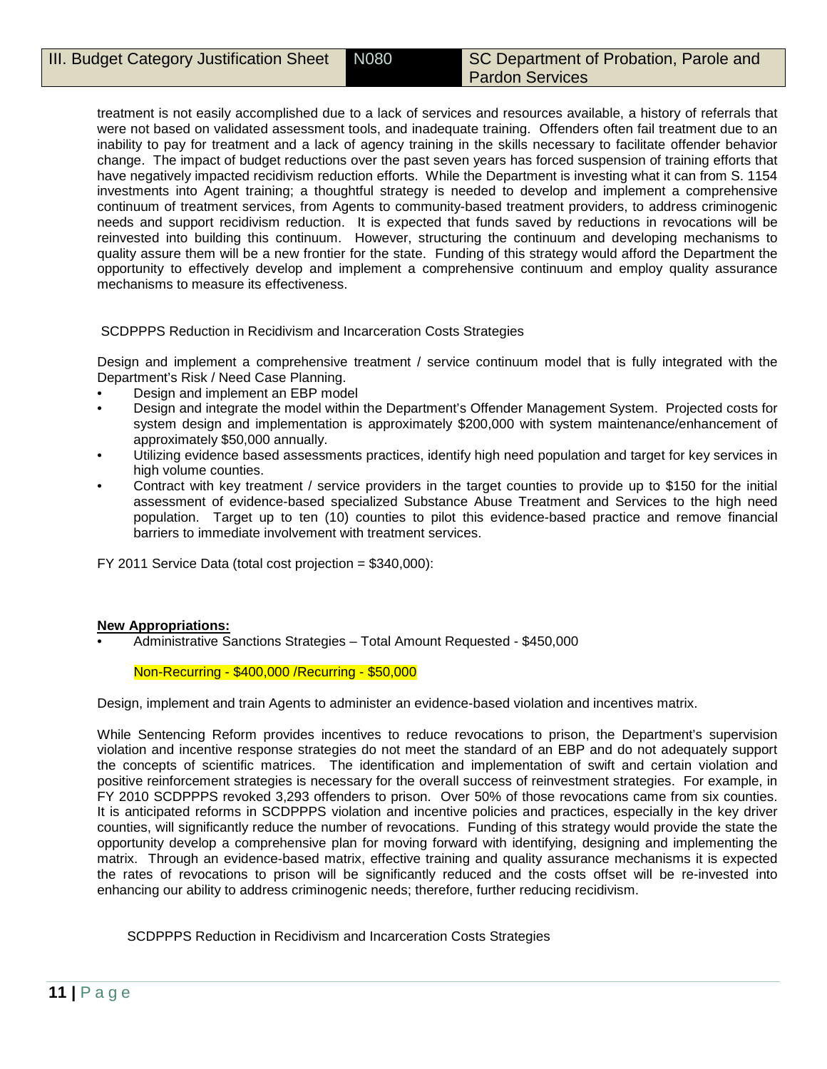treatment is not easily accomplished due to a lack of services and resources available, a history of referrals that were not based on validated assessment tools, and inadequate training. Offenders often fail treatment due to an inability to pay for treatment and a lack of agency training in the skills necessary to facilitate offender behavior change. The impact of budget reductions over the past seven years has forced suspension of training efforts that have negatively impacted recidivism reduction efforts. While the Department is investing what it can from S. 1154 investments into Agent training; a thoughtful strategy is needed to develop and implement a comprehensive continuum of treatment services, from Agents to community-based treatment providers, to address criminogenic needs and support recidivism reduction. It is expected that funds saved by reductions in revocations will be reinvested into building this continuum. However, structuring the continuum and developing mechanisms to quality assure them will be a new frontier for the state. Funding of this strategy would afford the Department the opportunity to effectively develop and implement a comprehensive continuum and employ quality assurance mechanisms to measure its effectiveness.

SCDPPPS Reduction in Recidivism and Incarceration Costs Strategies

Design and implement a comprehensive treatment / service continuum model that is fully integrated with the Department's Risk / Need Case Planning.

- Design and implement an EBP model
- Design and integrate the model within the Department's Offender Management System. Projected costs for system design and implementation is approximately $200,000 with system maintenance/enhancement of approximately $50,000 annually.
- Utilizing evidence based assessments practices, identify high need population and target for key services in high volume counties.
- Contract with key treatment / service providers in the target counties to provide up to $150 for the initial assessment of evidence-based specialized Substance Abuse Treatment and Services to the high need population. Target up to ten (10) counties to pilot this evidence-based practice and remove financial barriers to immediate involvement with treatment services.

FY 2011 Service Data (total cost projection = $340,000):

**New Appropriations:**

- Administrative Sanctions Strategies – Total Amount Requested - $450,000

Non-Recurring - $400,000 /Recurring - $50,000

Design, implement and train Agents to administer an evidence-based violation and incentives matrix.

While Sentencing Reform provides incentives to reduce revocations to prison, the Department's supervision violation and incentive response strategies do not meet the standard of an EBP and do not adequately support the concepts of scientific matrices. The identification and implementation of swift and certain violation and positive reinforcement strategies is necessary for the overall success of reinvestment strategies. For example, in FY 2010 SCDPPPS revoked 3,293 offenders to prison. Over 50% of those revocations came from six counties. It is anticipated reforms in SCDPPPS violation and incentive policies and practices, especially in the key driver counties, will significantly reduce the number of revocations. Funding of this strategy would provide the state the opportunity develop a comprehensive plan for moving forward with identifying, designing and implementing the matrix. Through an evidence-based matrix, effective training and quality assurance mechanisms it is expected the rates of revocations to prison will be significantly reduced and the costs offset will be re-invested into enhancing our ability to address criminogenic needs; therefore, further reducing recidivism.

SCDPPPS Reduction in Recidivism and Incarceration Costs Strategies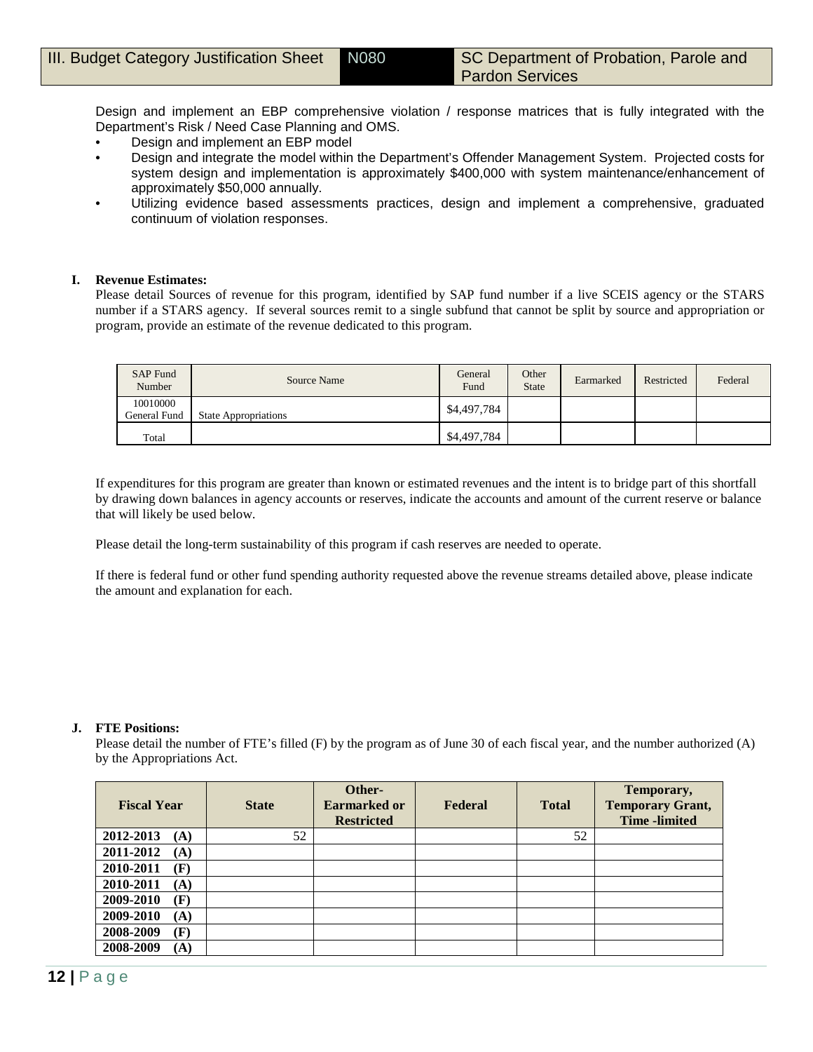Design and implement an EBP comprehensive violation / response matrices that is fully integrated with the Department's Risk / Need Case Planning and OMS.

- Design and implement an EBP model
- Design and integrate the model within the Department's Offender Management System. Projected costs for system design and implementation is approximately $400,000 with system maintenance/enhancement of approximately $50,000 annually.
- Utilizing evidence based assessments practices, design and implement a comprehensive, graduated continuum of violation responses.

**I. Revenue Estimates:**

Please detail Sources of revenue for this program, identified by SAP fund number if a live SCEIS agency or the STARS number if a STARS agency. If several sources remit to a single subfund that cannot be split by source and appropriation or program, provide an estimate of the revenue dedicated to this program.

| SAP Fund Number | Source Name | General Fund | Other State | Earmarked | Restricted | Federal |
|---|---|---|---|---|---|---|
| 10010000 General Fund | State Appropriations | $4,497,784 | | | | |
| Total | | $4,497,784 | | | | |

If expenditures for this program are greater than known or estimated revenues and the intent is to bridge part of this shortfall by drawing down balances in agency accounts or reserves, indicate the accounts and amount of the current reserve or balance that will likely be used below.

Please detail the long-term sustainability of this program if cash reserves are needed to operate.

If there is federal fund or other fund spending authority requested above the revenue streams detailed above, please indicate the amount and explanation for each.

**J. FTE Positions:**

Please detail the number of FTE's filled (F) by the program as of June 30 of each fiscal year, and the number authorized (A) by the Appropriations Act.

| Fiscal Year | State | Other-Earmarked or Restricted | Federal | Total | Temporary, Temporary Grant, Time -limited |
|---|---|---|---|---|---|
| 2012-2013 (A) | 52 | | | 52 | |
| 2011-2012 (A) | | | | | |
| 2010-2011 (F) | | | | | |
| 2010-2011 (A) | | | | | |
| 2009-2010 (F) | | | | | |
| 2009-2010 (A) | | | | | |
| 2008-2009 (F) | | | | | |
| 2008-2009 (A) | | | | | |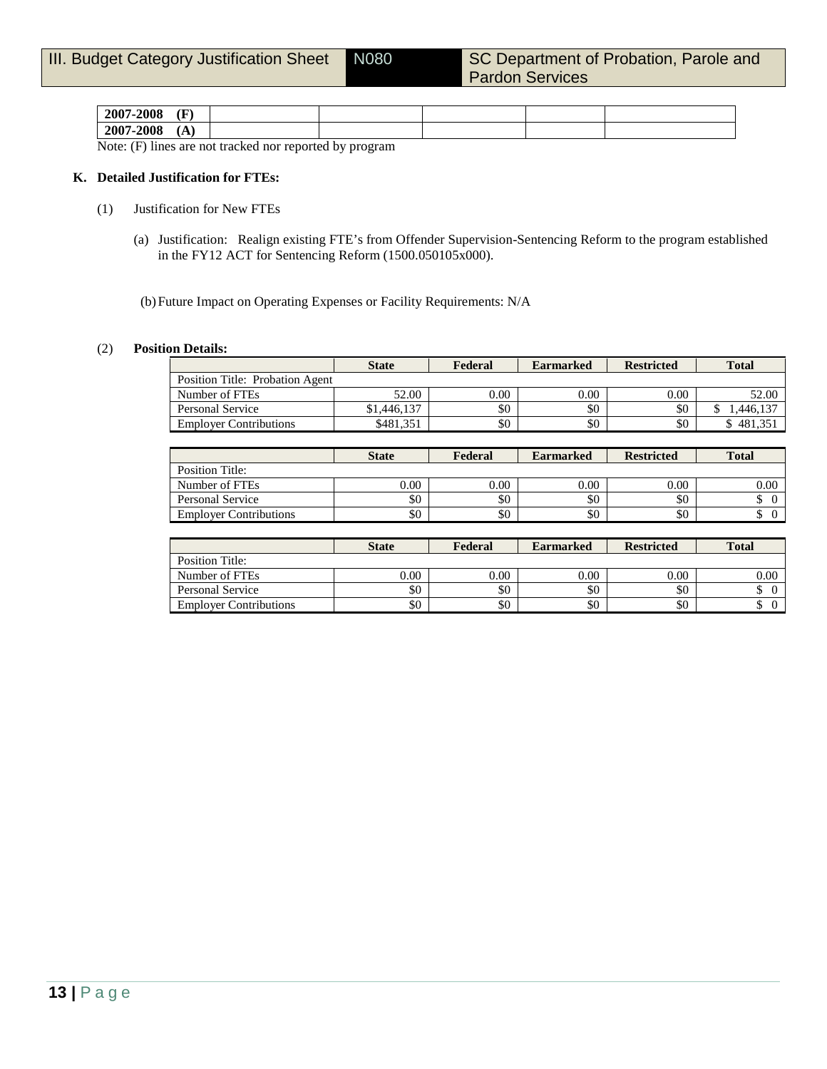| 2007-2008 (F) | | | | | |
|---|---|---|---|---|---|
| 2007-2008 (A) | | | | | |

Note: (F) lines are not tracked nor reported by program

**K. Detailed Justification for FTEs:**

(1) Justification for New FTEs

(a) Justification: Realign existing FTE's from Offender Supervision-Sentencing Reform to the program established in the FY12 ACT for Sentencing Reform (1500.050105x000).

(b) Future Impact on Operating Expenses or Facility Requirements: N/A

(2) **Position Details:**

| | State | Federal | Earmarked | Restricted | Total |
|---|---|---|---|---|---|
| Position Title: Probation Agent | | | | | |
| Number of FTEs | 52.00 | 0.00 | 0.00 | 0.00 | 52.00 |
| Personal Service | $1,446,137 | $0 | $0 | $0 | $ 1,446,137 |
| Employer Contributions | $481,351 | $0 | $0 | $0 | $ 481,351 |

| | State | Federal | Earmarked | Restricted | Total |
|---|---|---|---|---|---|
| Position Title: | | | | | |
| Number of FTEs | 0.00 | 0.00 | 0.00 | 0.00 | 0.00 |
| Personal Service | $0 | $0 | $0 | $0 | $ 0 |
| Employer Contributions | $0 | $0 | $0 | $0 | $ 0 |

| | State | Federal | Earmarked | Restricted | Total |
|---|---|---|---|---|---|
| Position Title: | | | | | |
| Number of FTEs | 0.00 | 0.00 | 0.00 | 0.00 | 0.00 |
| Personal Service | $0 | $0 | $0 | $0 | $ 0 |
| Employer Contributions | $0 | $0 | $0 | $0 | $ 0 |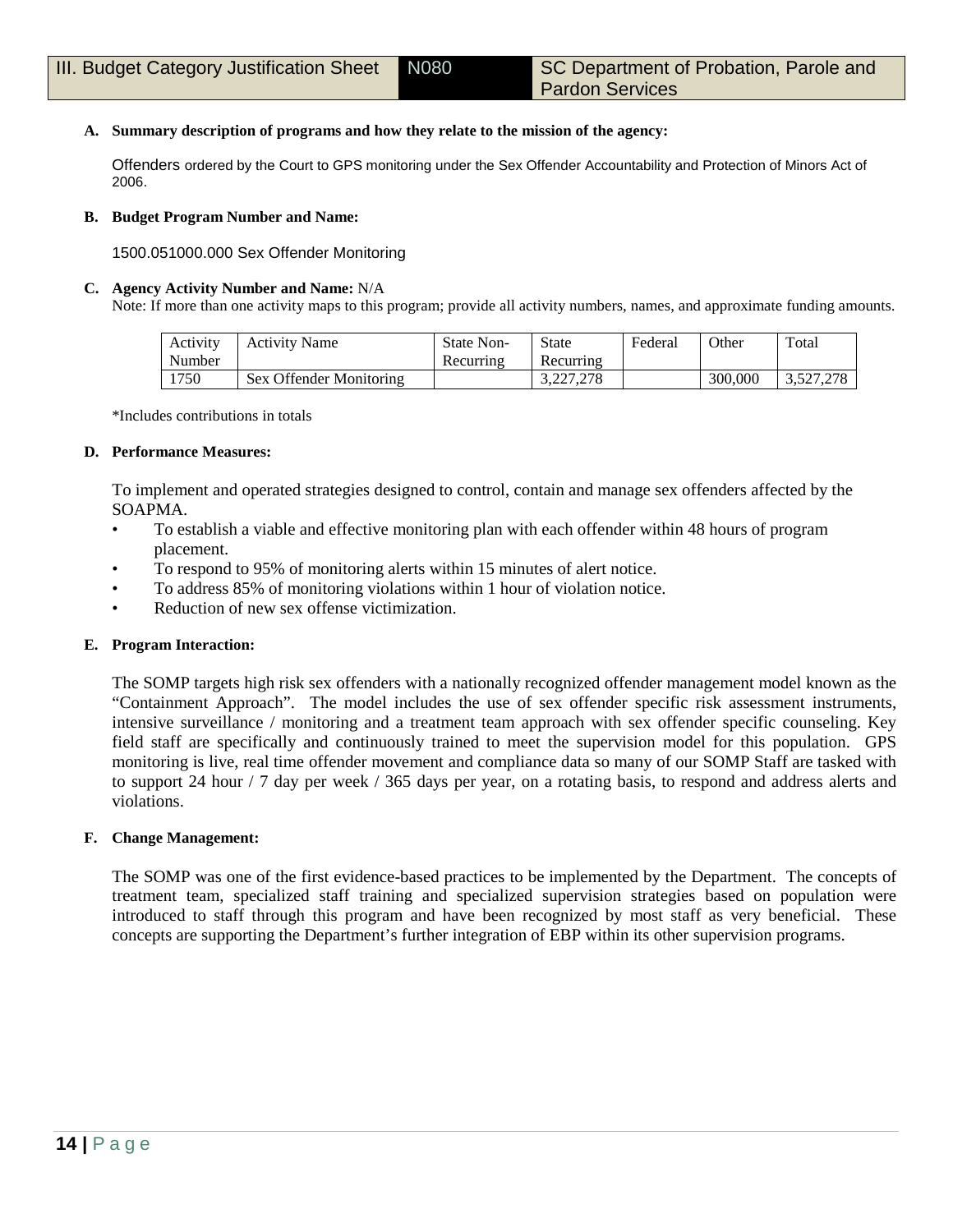| III. Budget Category Justification Sheet | N080 | SC Department of Probation, Parole and Pardon Services |
|---|---|---|

**A. Summary description of programs and how they relate to the mission of the agency:**

Offenders ordered by the Court to GPS monitoring under the Sex Offender Accountability and Protection of Minors Act of 2006.

**B. Budget Program Number and Name:**

1500.051000.000 Sex Offender Monitoring

**C. Agency Activity Number and Name:** N/A

Note: If more than one activity maps to this program; provide all activity numbers, names, and approximate funding amounts.

| Activity Number | Activity Name | State Non-Recurring | State Recurring | Federal | Other | Total |
|---|---|---|---|---|---|---|
| 1750 | Sex Offender Monitoring | | 3,227,278 | | 300,000 | 3,527,278 |

*Includes contributions in totals

**D. Performance Measures:**

To implement and operated strategies designed to control, contain and manage sex offenders affected by the SOAPMA.

- To establish a viable and effective monitoring plan with each offender within 48 hours of program placement.
- To respond to 95% of monitoring alerts within 15 minutes of alert notice.
- To address 85% of monitoring violations within 1 hour of violation notice.
- Reduction of new sex offense victimization.

**E. Program Interaction:**

The SOMP targets high risk sex offenders with a nationally recognized offender management model known as the "Containment Approach". The model includes the use of sex offender specific risk assessment instruments, intensive surveillance / monitoring and a treatment team approach with sex offender specific counseling. Key field staff are specifically and continuously trained to meet the supervision model for this population. GPS monitoring is live, real time offender movement and compliance data so many of our SOMP Staff are tasked with to support 24 hour / 7 day per week / 365 days per year, on a rotating basis, to respond and address alerts and violations.

**F. Change Management:**

The SOMP was one of the first evidence-based practices to be implemented by the Department. The concepts of treatment team, specialized staff training and specialized supervision strategies based on population were introduced to staff through this program and have been recognized by most staff as very beneficial. These concepts are supporting the Department's further integration of EBP within its other supervision programs.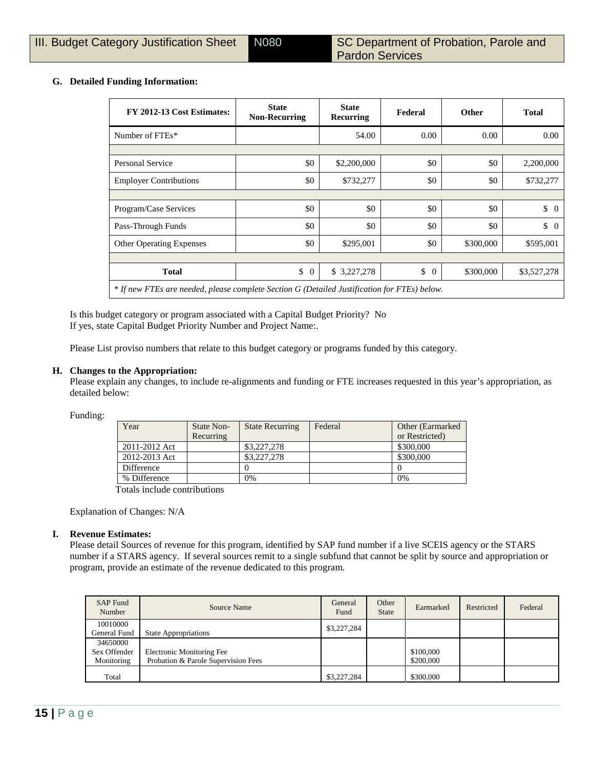| III. Budget Category Justification Sheet | N080 | SC Department of Probation, Parole and Pardon Services |
|---|---|---|

**G. Detailed Funding Information:**

| FY 2012-13 Cost Estimates: | State Non-Recurring | State Recurring | Federal | Other | Total |
|---|---|---|---|---|---|
| Number of FTEs* | | 54.00 | 0.00 | 0.00 | 0.00 |
| | | | | | |
| Personal Service | $0 | $2,200,000 | $0 | $0 | 2,200,000 |
| Employer Contributions | $0 | $732,277 | $0 | $0 | $732,277 |
| | | | | | |
| Program/Case Services | $0 | $0 | $0 | $0 | $ 0 |
| Pass-Through Funds | $0 | $0 | $0 | $0 | $ 0 |
| Other Operating Expenses | $0 | $295,001 | $0 | $300,000 | $595,001 |
| | | | | | |
| **Total** | $ 0 | $ 3,227,278 | $ 0 | $300,000 | $3,527,278 |

*\* If new FTEs are needed, please complete Section G (Detailed Justification for FTEs) below.*

Is this budget category or program associated with a Capital Budget Priority? No
If yes, state Capital Budget Priority Number and Project Name:.

Please List proviso numbers that relate to this budget category or programs funded by this category.

**H. Changes to the Appropriation:**
Please explain any changes, to include re-alignments and funding or FTE increases requested in this year's appropriation, as detailed below:

Funding:

| Year | State Non-Recurring | State Recurring | Federal | Other (Earmarked or Restricted) |
|---|---|---|---|---|
| 2011-2012 Act | | $3,227,278 | | $300,000 |
| 2012-2013 Act | | $3,227,278 | | $300,000 |
| Difference | | 0 | | 0 |
| % Difference | | 0% | | 0% |

Totals include contributions

Explanation of Changes: N/A

**I. Revenue Estimates:**
Please detail Sources of revenue for this program, identified by SAP fund number if a live SCEIS agency or the STARS number if a STARS agency. If several sources remit to a single subfund that cannot be split by source and appropriation or program, provide an estimate of the revenue dedicated to this program.

| SAP Fund Number | Source Name | General Fund | Other State | Earmarked | Restricted | Federal |
|---|---|---|---|---|---|---|
| 10010000 General Fund | State Appropriations | $3,227,284 | | | | |
| 34650000 Sex Offender Monitoring | Electronic Monitoring Fee<br>Probation & Parole Supervision Fees | | | $100,000<br>$200,000 | | |
| Total | | $3,227,284 | | $300,000 | | |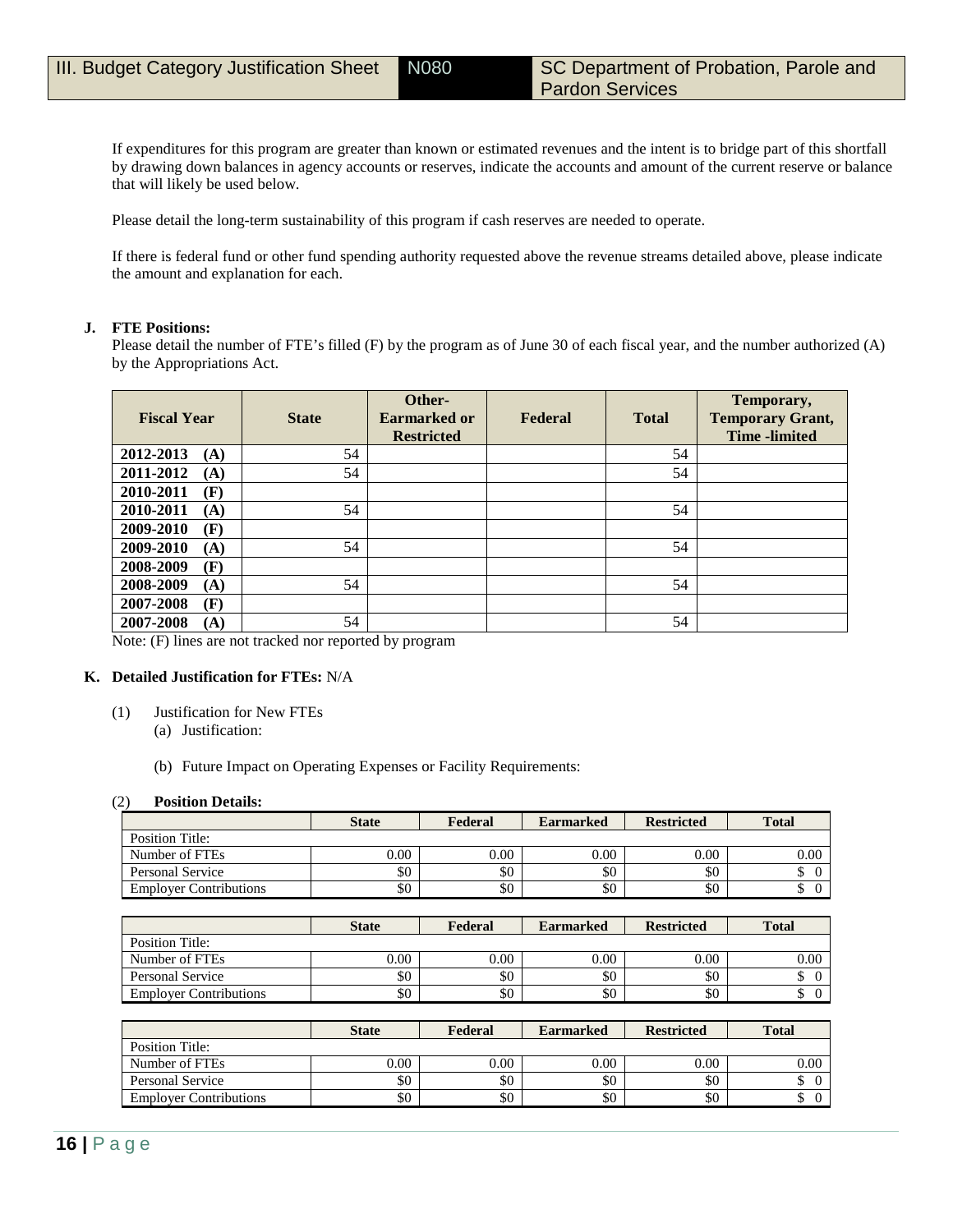If expenditures for this program are greater than known or estimated revenues and the intent is to bridge part of this shortfall by drawing down balances in agency accounts or reserves, indicate the accounts and amount of the current reserve or balance that will likely be used below.

Please detail the long-term sustainability of this program if cash reserves are needed to operate.

If there is federal fund or other fund spending authority requested above the revenue streams detailed above, please indicate the amount and explanation for each.

**J. FTE Positions:**

Please detail the number of FTE's filled (F) by the program as of June 30 of each fiscal year, and the number authorized (A) by the Appropriations Act.

| Fiscal Year | State | Other-Earmarked or Restricted | Federal | Total | Temporary, Temporary Grant, Time -limited |
|---|---|---|---|---|---|
| 2012-2013 (A) | 54 | | | 54 | |
| 2011-2012 (A) | 54 | | | 54 | |
| 2010-2011 (F) | | | | | |
| 2010-2011 (A) | 54 | | | 54 | |
| 2009-2010 (F) | | | | | |
| 2009-2010 (A) | 54 | | | 54 | |
| 2008-2009 (F) | | | | | |
| 2008-2009 (A) | 54 | | | 54 | |
| 2007-2008 (F) | | | | | |
| 2007-2008 (A) | 54 | | | 54 | |

Note: (F) lines are not tracked nor reported by program

**K. Detailed Justification for FTEs:** N/A

(1) Justification for New FTEs

(a) Justification:

(b) Future Impact on Operating Expenses or Facility Requirements:

(2) **Position Details:**

| | State | Federal | Earmarked | Restricted | Total |
|---|---|---|---|---|---|
| Position Title: | | | | | |
| Number of FTEs | 0.00 | 0.00 | 0.00 | 0.00 | 0.00 |
| Personal Service | $0 | $0 | $0 | $0 | $ 0 |
| Employer Contributions | $0 | $0 | $0 | $0 | $ 0 |

| | State | Federal | Earmarked | Restricted | Total |
|---|---|---|---|---|---|
| Position Title: | | | | | |
| Number of FTEs | 0.00 | 0.00 | 0.00 | 0.00 | 0.00 |
| Personal Service | $0 | $0 | $0 | $0 | $ 0 |
| Employer Contributions | $0 | $0 | $0 | $0 | $ 0 |

| | State | Federal | Earmarked | Restricted | Total |
|---|---|---|---|---|---|
| Position Title: | | | | | |
| Number of FTEs | 0.00 | 0.00 | 0.00 | 0.00 | 0.00 |
| Personal Service | $0 | $0 | $0 | $0 | $ 0 |
| Employer Contributions | $0 | $0 | $0 | $0 | $ 0 |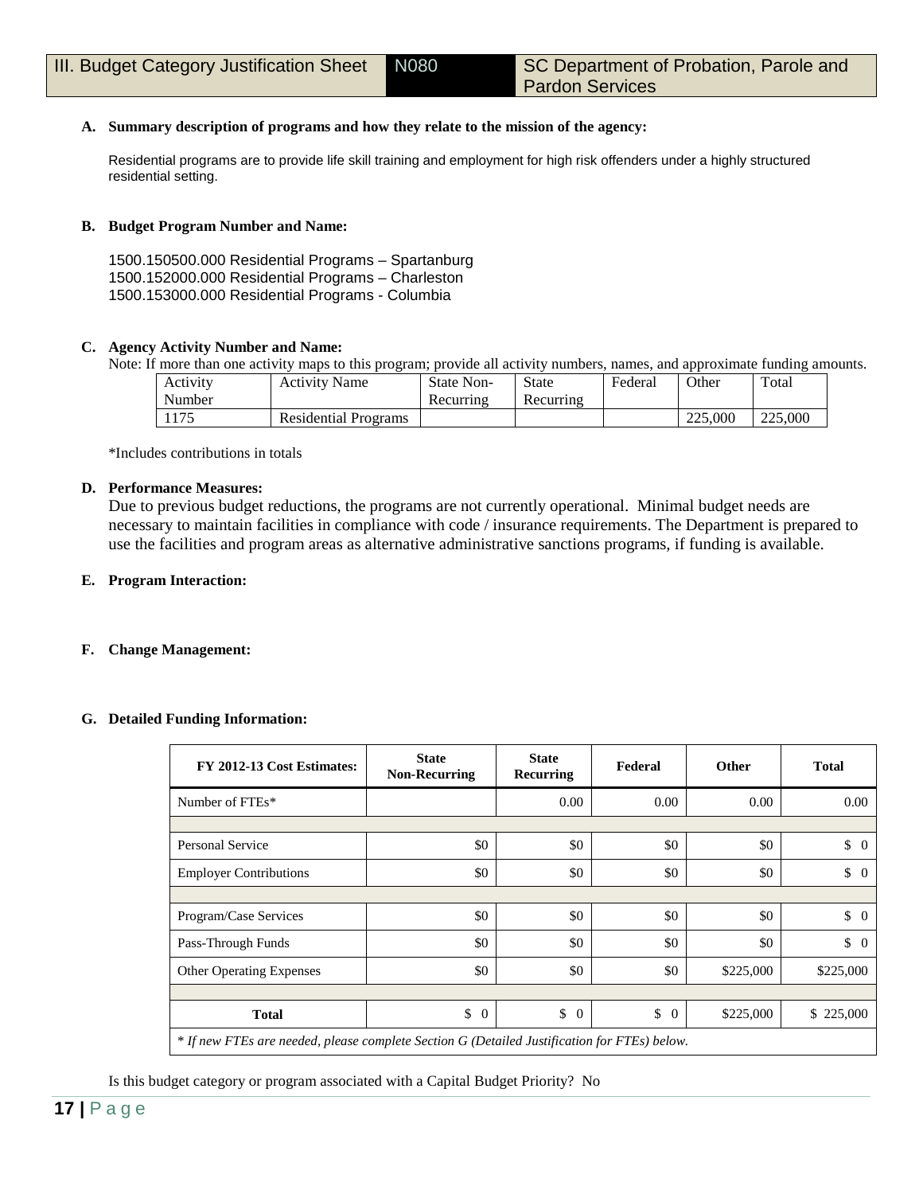| III. Budget Category Justification Sheet | N080 | SC Department of Probation, Parole and Pardon Services |
|---|---|---|

**A. Summary description of programs and how they relate to the mission of the agency:**

Residential programs are to provide life skill training and employment for high risk offenders under a highly structured residential setting.

**B. Budget Program Number and Name:**

1500.150500.000 Residential Programs – Spartanburg
1500.152000.000 Residential Programs – Charleston
1500.153000.000 Residential Programs - Columbia

**C. Agency Activity Number and Name:**

Note: If more than one activity maps to this program; provide all activity numbers, names, and approximate funding amounts.

| Activity Number | Activity Name | State Non-Recurring | State Recurring | Federal | Other | Total |
|---|---|---|---|---|---|---|
| 1175 | Residential Programs | | | | 225,000 | 225,000 |

*Includes contributions in totals

**D. Performance Measures:**

Due to previous budget reductions, the programs are not currently operational. Minimal budget needs are necessary to maintain facilities in compliance with code / insurance requirements. The Department is prepared to use the facilities and program areas as alternative administrative sanctions programs, if funding is available.

**E. Program Interaction:**

**F. Change Management:**

**G. Detailed Funding Information:**

| FY 2012-13 Cost Estimates: | State Non-Recurring | State Recurring | Federal | Other | Total |
|---|---|---|---|---|---|
| Number of FTEs* | | 0.00 | 0.00 | 0.00 | 0.00 |
| | | | | | |
| Personal Service | $0 | $0 | $0 | $0 | $ 0 |
| Employer Contributions | $0 | $0 | $0 | $0 | $ 0 |
| | | | | | |
| Program/Case Services | $0 | $0 | $0 | $0 | $ 0 |
| Pass-Through Funds | $0 | $0 | $0 | $0 | $ 0 |
| Other Operating Expenses | $0 | $0 | $0 | $225,000 | $225,000 |
| | | | | | |
| **Total** | $ 0 | $ 0 | $ 0 | $225,000 | $ 225,000 |
| *\* If new FTEs are needed, please complete Section G (Detailed Justification for FTEs) below.* | | | | | |

Is this budget category or program associated with a Capital Budget Priority? No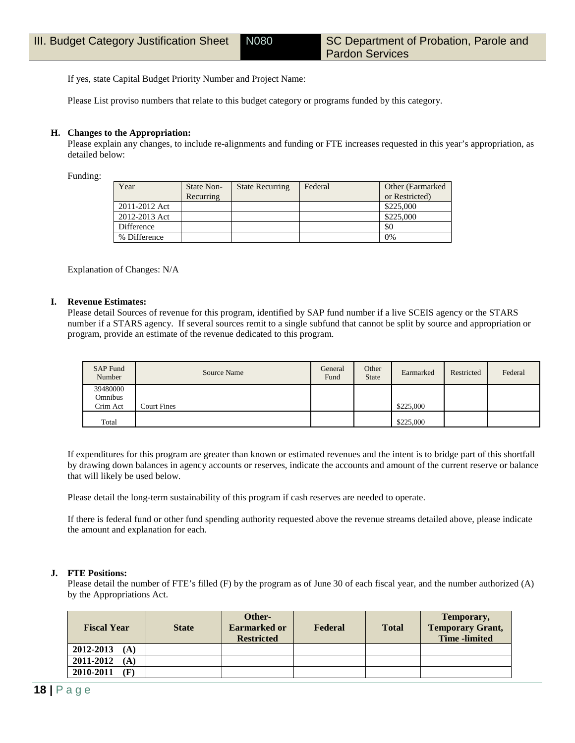If yes, state Capital Budget Priority Number and Project Name:

Please List proviso numbers that relate to this budget category or programs funded by this category.

**H. Changes to the Appropriation:**

Please explain any changes, to include re-alignments and funding or FTE increases requested in this year's appropriation, as detailed below:

Funding:

| Year | State Non-Recurring | State Recurring | Federal | Other (Earmarked or Restricted) |
|---|---|---|---|---|
| 2011-2012 Act | | | | $225,000 |
| 2012-2013 Act | | | | $225,000 |
| Difference | | | | $0 |
| % Difference | | | | 0% |

Explanation of Changes: N/A

**I. Revenue Estimates:**

Please detail Sources of revenue for this program, identified by SAP fund number if a live SCEIS agency or the STARS number if a STARS agency. If several sources remit to a single subfund that cannot be split by source and appropriation or program, provide an estimate of the revenue dedicated to this program.

| SAP Fund Number | Source Name | General Fund | Other State | Earmarked | Restricted | Federal |
|---|---|---|---|---|---|---|
| 39480000 Omnibus Crim Act | Court Fines | | | $225,000 | | |
| Total | | | | $225,000 | | |

If expenditures for this program are greater than known or estimated revenues and the intent is to bridge part of this shortfall by drawing down balances in agency accounts or reserves, indicate the accounts and amount of the current reserve or balance that will likely be used below.

Please detail the long-term sustainability of this program if cash reserves are needed to operate.

If there is federal fund or other fund spending authority requested above the revenue streams detailed above, please indicate the amount and explanation for each.

**J. FTE Positions:**

Please detail the number of FTE's filled (F) by the program as of June 30 of each fiscal year, and the number authorized (A) by the Appropriations Act.

| Fiscal Year | State | Other-Earmarked or Restricted | Federal | Total | Temporary, Temporary Grant, Time -limited |
|---|---|---|---|---|---|
| 2012-2013 (A) | | | | | |
| 2011-2012 (A) | | | | | |
| 2010-2011 (F) | | | | | |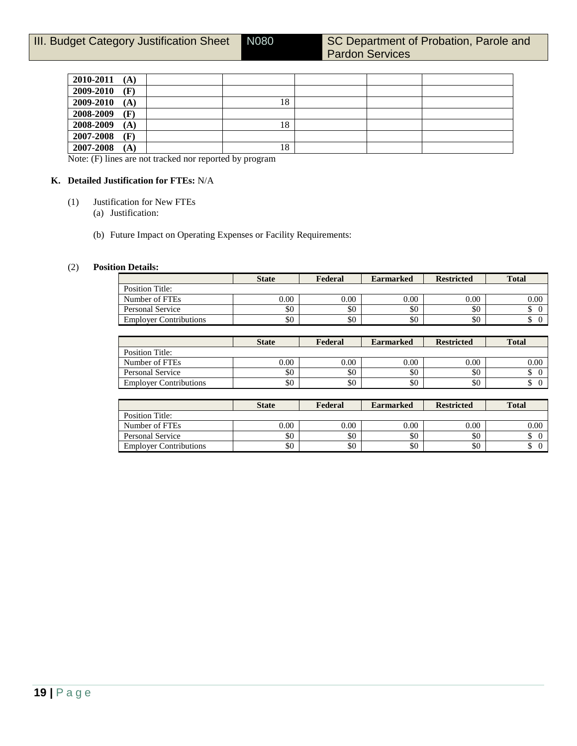| | | | | | |
|---|---|---|---|---|---|
| **2010-2011 (A)** | | | | | |
| **2009-2010 (F)** | | | | | |
| **2009-2010 (A)** | | 18 | | | |
| **2008-2009 (F)** | | | | | |
| **2008-2009 (A)** | | 18 | | | |
| **2007-2008 (F)** | | | | | |
| **2007-2008 (A)** | | 18 | | | |

Note: (F) lines are not tracked nor reported by program

**K. Detailed Justification for FTEs:** N/A

(1) Justification for New FTEs
 (a) Justification:

 (b) Future Impact on Operating Expenses or Facility Requirements:

(2) **Position Details:**

| | **State** | **Federal** | **Earmarked** | **Restricted** | **Total** |
|---|---|---|---|---|---|
| Position Title: | | | | | |
| Number of FTEs | 0.00 | 0.00 | 0.00 | 0.00 | 0.00 |
| Personal Service | $0 | $0 | $0 | $0 | $ 0 |
| Employer Contributions | $0 | $0 | $0 | $0 | $ 0 |

| | **State** | **Federal** | **Earmarked** | **Restricted** | **Total** |
|---|---|---|---|---|---|
| Position Title: | | | | | |
| Number of FTEs | 0.00 | 0.00 | 0.00 | 0.00 | 0.00 |
| Personal Service | $0 | $0 | $0 | $0 | $ 0 |
| Employer Contributions | $0 | $0 | $0 | $0 | $ 0 |

| | **State** | **Federal** | **Earmarked** | **Restricted** | **Total** |
|---|---|---|---|---|---|
| Position Title: | | | | | |
| Number of FTEs | 0.00 | 0.00 | 0.00 | 0.00 | 0.00 |
| Personal Service | $0 | $0 | $0 | $0 | $ 0 |
| Employer Contributions | $0 | $0 | $0 | $0 | $ 0 |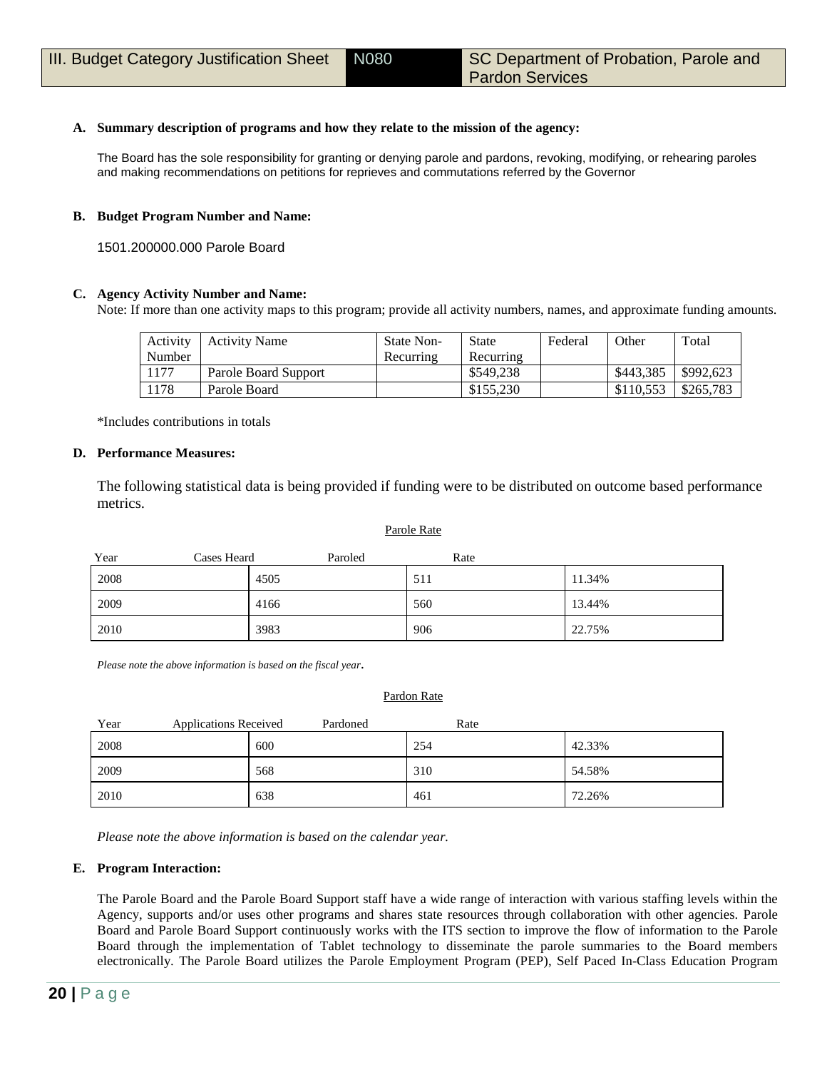| III. Budget Category Justification Sheet | N080 | SC Department of Probation, Parole and Pardon Services |
|---|---|---|

**A. Summary description of programs and how they relate to the mission of the agency:**

The Board has the sole responsibility for granting or denying parole and pardons, revoking, modifying, or rehearing paroles and making recommendations on petitions for reprieves and commutations referred by the Governor

**B. Budget Program Number and Name:**

1501.200000.000 Parole Board

**C. Agency Activity Number and Name:**

Note: If more than one activity maps to this program; provide all activity numbers, names, and approximate funding amounts.

| Activity Number | Activity Name | State Non-Recurring | State Recurring | Federal | Other | Total |
|---|---|---|---|---|---|---|
| 1177 | Parole Board Support | | $549,238 | | $443,385 | $992,623 |
| 1178 | Parole Board | | $155,230 | | $110,553 | $265,783 |

*Includes contributions in totals

**D. Performance Measures:**

The following statistical data is being provided if funding were to be distributed on outcome based performance metrics.

Parole Rate

| Year | Cases Heard | Paroled | Rate |
|---|---|---|---|
| 2008 | 4505 | 511 | 11.34% |
| 2009 | 4166 | 560 | 13.44% |
| 2010 | 3983 | 906 | 22.75% |

*Please note the above information is based on the fiscal year.*

Pardon Rate

| Year | Applications Received | Pardoned | Rate |
|---|---|---|---|
| 2008 | 600 | 254 | 42.33% |
| 2009 | 568 | 310 | 54.58% |
| 2010 | 638 | 461 | 72.26% |

*Please note the above information is based on the calendar year.*

**E. Program Interaction:**

The Parole Board and the Parole Board Support staff have a wide range of interaction with various staffing levels within the Agency, supports and/or uses other programs and shares state resources through collaboration with other agencies. Parole Board and Parole Board Support continuously works with the ITS section to improve the flow of information to the Parole Board through the implementation of Tablet technology to disseminate the parole summaries to the Board members electronically. The Parole Board utilizes the Parole Employment Program (PEP), Self Paced In-Class Education Program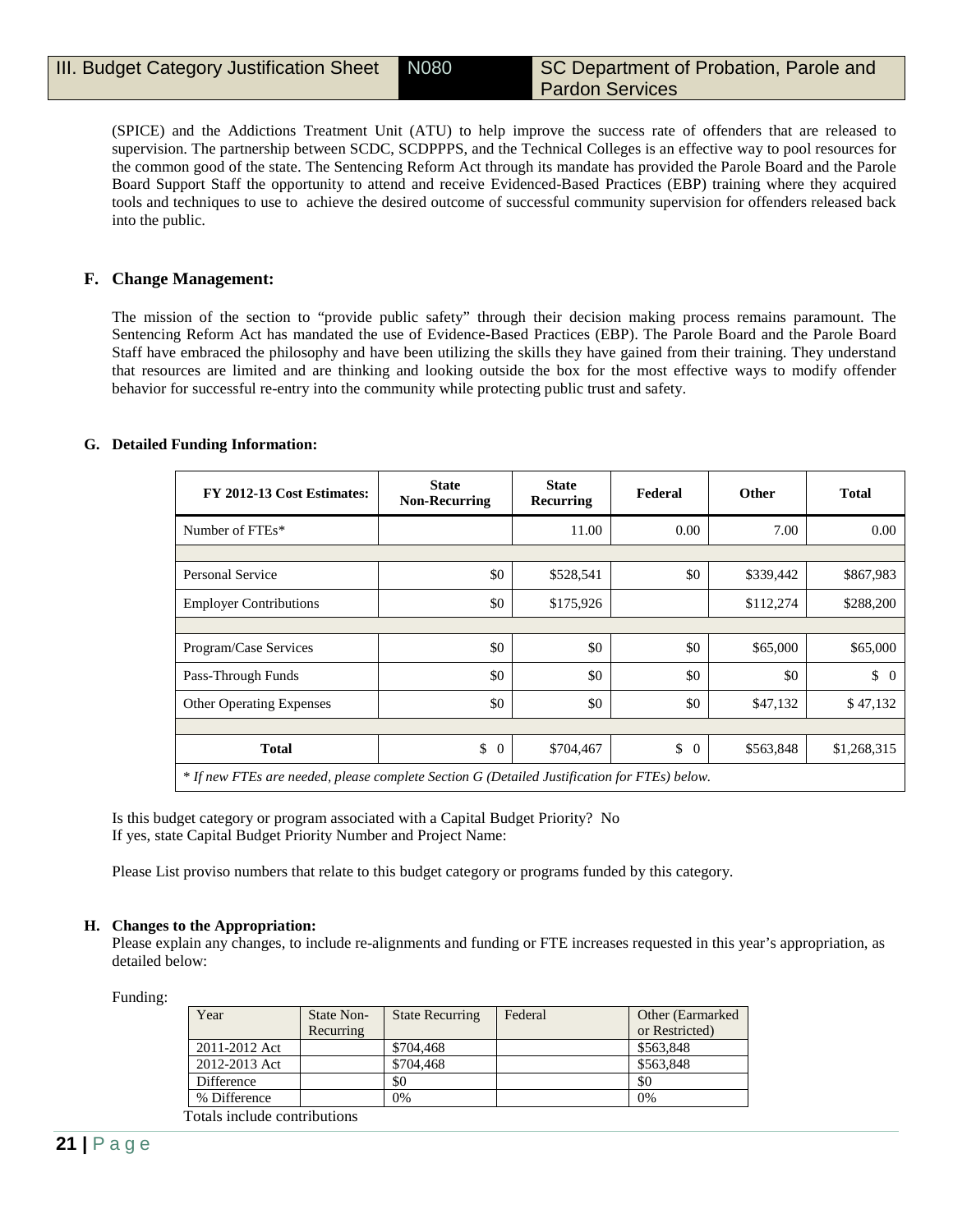(SPICE) and the Addictions Treatment Unit (ATU) to help improve the success rate of offenders that are released to supervision. The partnership between SCDC, SCDPPPS, and the Technical Colleges is an effective way to pool resources for the common good of the state. The Sentencing Reform Act through its mandate has provided the Parole Board and the Parole Board Support Staff the opportunity to attend and receive Evidenced-Based Practices (EBP) training where they acquired tools and techniques to use to achieve the desired outcome of successful community supervision for offenders released back into the public.

### F. Change Management:

The mission of the section to "provide public safety" through their decision making process remains paramount. The Sentencing Reform Act has mandated the use of Evidence-Based Practices (EBP). The Parole Board and the Parole Board Staff have embraced the philosophy and have been utilizing the skills they have gained from their training. They understand that resources are limited and are thinking and looking outside the box for the most effective ways to modify offender behavior for successful re-entry into the community while protecting public trust and safety.

### G. Detailed Funding Information:

| FY 2012-13 Cost Estimates: | State Non-Recurring | State Recurring | Federal | Other | Total |
|---|---|---|---|---|---|
| Number of FTEs* | | 11.00 | 0.00 | 7.00 | 0.00 |
| | | | | | |
| Personal Service | $0 | $528,541 | $0 | $339,442 | $867,983 |
| Employer Contributions | $0 | $175,926 | | $112,274 | $288,200 |
| | | | | | |
| Program/Case Services | $0 | $0 | $0 | $65,000 | $65,000 |
| Pass-Through Funds | $0 | $0 | $0 | $0 | $ 0 |
| Other Operating Expenses | $0 | $0 | $0 | $47,132 | $ 47,132 |
| | | | | | |
| **Total** | $ 0 | $704,467 | $ 0 | $563,848 | $1,268,315 |

*\* If new FTEs are needed, please complete Section G (Detailed Justification for FTEs) below.*

Is this budget category or program associated with a Capital Budget Priority? No
If yes, state Capital Budget Priority Number and Project Name:

Please List proviso numbers that relate to this budget category or programs funded by this category.

### H. Changes to the Appropriation:

Please explain any changes, to include re-alignments and funding or FTE increases requested in this year's appropriation, as detailed below:

Funding:

| Year | State Non-Recurring | State Recurring | Federal | Other (Earmarked or Restricted) |
|---|---|---|---|---|
| 2011-2012 Act | | $704,468 | | $563,848 |
| 2012-2013 Act | | $704,468 | | $563,848 |
| Difference | | $0 | | $0 |
| % Difference | | 0% | | 0% |

Totals include contributions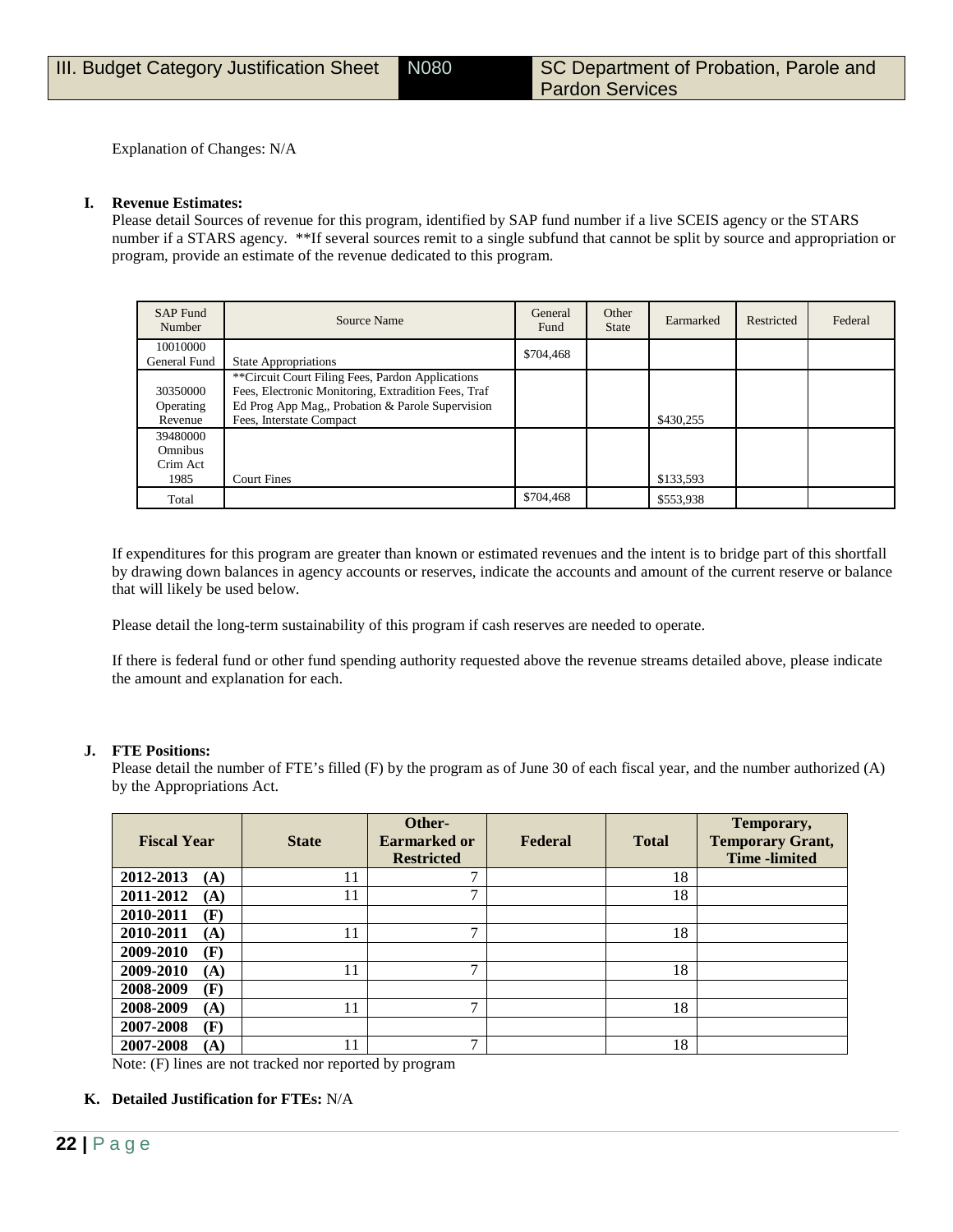Explanation of Changes: N/A

**I. Revenue Estimates:**

Please detail Sources of revenue for this program, identified by SAP fund number if a live SCEIS agency or the STARS number if a STARS agency. **If several sources remit to a single subfund that cannot be split by source and appropriation or program, provide an estimate of the revenue dedicated to this program.

| SAP Fund Number | Source Name | General Fund | Other State | Earmarked | Restricted | Federal |
|---|---|---|---|---|---|---|
| 10010000 General Fund | State Appropriations | $704,468 | | | | |
| 30350000 Operating Revenue | **Circuit Court Filing Fees, Pardon Applications Fees, Electronic Monitoring, Extradition Fees, Traf Ed Prog App Mag,, Probation & Parole Supervision Fees, Interstate Compact | | | $430,255 | | |
| 39480000 Omnibus Crim Act 1985 | Court Fines | | | $133,593 | | |
| Total | | $704,468 | | $553,938 | | |

If expenditures for this program are greater than known or estimated revenues and the intent is to bridge part of this shortfall by drawing down balances in agency accounts or reserves, indicate the accounts and amount of the current reserve or balance that will likely be used below.

Please detail the long-term sustainability of this program if cash reserves are needed to operate.

If there is federal fund or other fund spending authority requested above the revenue streams detailed above, please indicate the amount and explanation for each.

**J. FTE Positions:**

Please detail the number of FTE's filled (F) by the program as of June 30 of each fiscal year, and the number authorized (A) by the Appropriations Act.

| Fiscal Year | State | Other-Earmarked or Restricted | Federal | Total | Temporary, Temporary Grant, Time -limited |
|---|---|---|---|---|---|
| **2012-2013 (A)** | 11 | 7 | | 18 | |
| **2011-2012 (A)** | 11 | 7 | | 18 | |
| **2010-2011 (F)** | | | | | |
| **2010-2011 (A)** | 11 | 7 | | 18 | |
| **2009-2010 (F)** | | | | | |
| **2009-2010 (A)** | 11 | 7 | | 18 | |
| **2008-2009 (F)** | | | | | |
| **2008-2009 (A)** | 11 | 7 | | 18 | |
| **2007-2008 (F)** | | | | | |
| **2007-2008 (A)** | 11 | 7 | | 18 | |

Note: (F) lines are not tracked nor reported by program

**K. Detailed Justification for FTEs:** N/A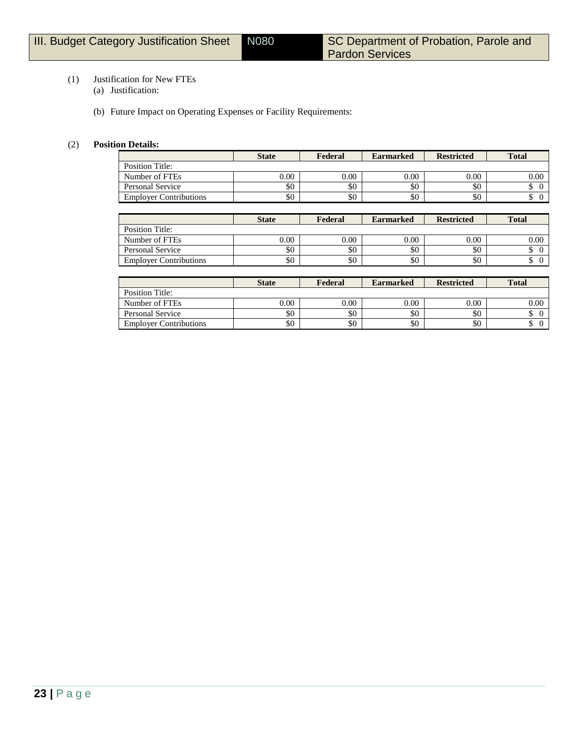| III. Budget Category Justification Sheet | N080 | SC Department of Probation, Parole and Pardon Services |
|---|---|---|

(1) Justification for New FTEs

(a) Justification:

(b) Future Impact on Operating Expenses or Facility Requirements:

(2) **Position Details:**

| | State | Federal | Earmarked | Restricted | Total |
|---|---|---|---|---|---|
| Position Title: | | | | | |
| Number of FTEs | 0.00 | 0.00 | 0.00 | 0.00 | 0.00 |
| Personal Service | $0 | $0 | $0 | $0 | $ 0 |
| Employer Contributions | $0 | $0 | $0 | $0 | $ 0 |

| | State | Federal | Earmarked | Restricted | Total |
|---|---|---|---|---|---|
| Position Title: | | | | | |
| Number of FTEs | 0.00 | 0.00 | 0.00 | 0.00 | 0.00 |
| Personal Service | $0 | $0 | $0 | $0 | $ 0 |
| Employer Contributions | $0 | $0 | $0 | $0 | $ 0 |

| | State | Federal | Earmarked | Restricted | Total |
|---|---|---|---|---|---|
| Position Title: | | | | | |
| Number of FTEs | 0.00 | 0.00 | 0.00 | 0.00 | 0.00 |
| Personal Service | $0 | $0 | $0 | $0 | $ 0 |
| Employer Contributions | $0 | $0 | $0 | $0 | $ 0 |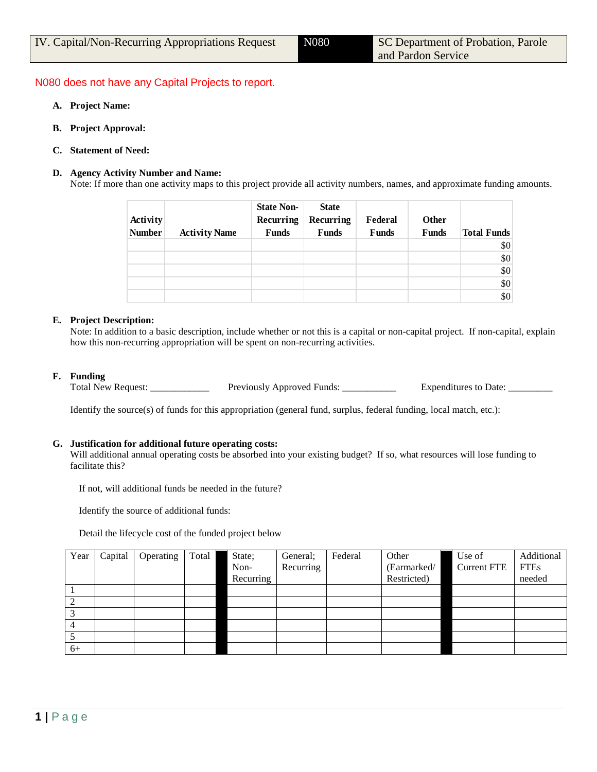| IV. Capital/Non-Recurring Appropriations Request | N080 | SC Department of Probation, Parole and Pardon Service |
|---|---|---|

N080 does not have any Capital Projects to report.

**A. Project Name:**

**B. Project Approval:**

**C. Statement of Need:**

**D. Agency Activity Number and Name:**
Note: If more than one activity maps to this project provide all activity numbers, names, and approximate funding amounts.

| Activity Number | Activity Name | State Non-Recurring Funds | State Recurring Funds | Federal Funds | Other Funds | Total Funds |
|---|---|---|---|---|---|---|
| | | | | | | $0 |
| | | | | | | $0 |
| | | | | | | $0 |
| | | | | | | $0 |
| | | | | | | $0 |

**E. Project Description:**
Note: In addition to a basic description, include whether or not this is a capital or non-capital project. If non-capital, explain how this non-recurring appropriation will be spent on non-recurring activities.

**F. Funding**
Total New Request: ____________ Previously Approved Funds: ___________ Expenditures to Date: _________

Identify the source(s) of funds for this appropriation (general fund, surplus, federal funding, local match, etc.):

**G. Justification for additional future operating costs:**
Will additional annual operating costs be absorbed into your existing budget? If so, what resources will lose funding to facilitate this?

If not, will additional funds be needed in the future?

Identify the source of additional funds:

Detail the lifecycle cost of the funded project below

| Year | Capital | Operating | Total | | State; Non-Recurring | General; Recurring | Federal | Other (Earmarked/ Restricted) | | Use of Current FTE | Additional FTEs needed |
|---|---|---|---|---|---|---|---|---|---|---|---|
| 1 | | | | | | | | | | | |
| 2 | | | | | | | | | | | |
| 3 | | | | | | | | | | | |
| 4 | | | | | | | | | | | |
| 5 | | | | | | | | | | | |
| 6+ | | | | | | | | | | | |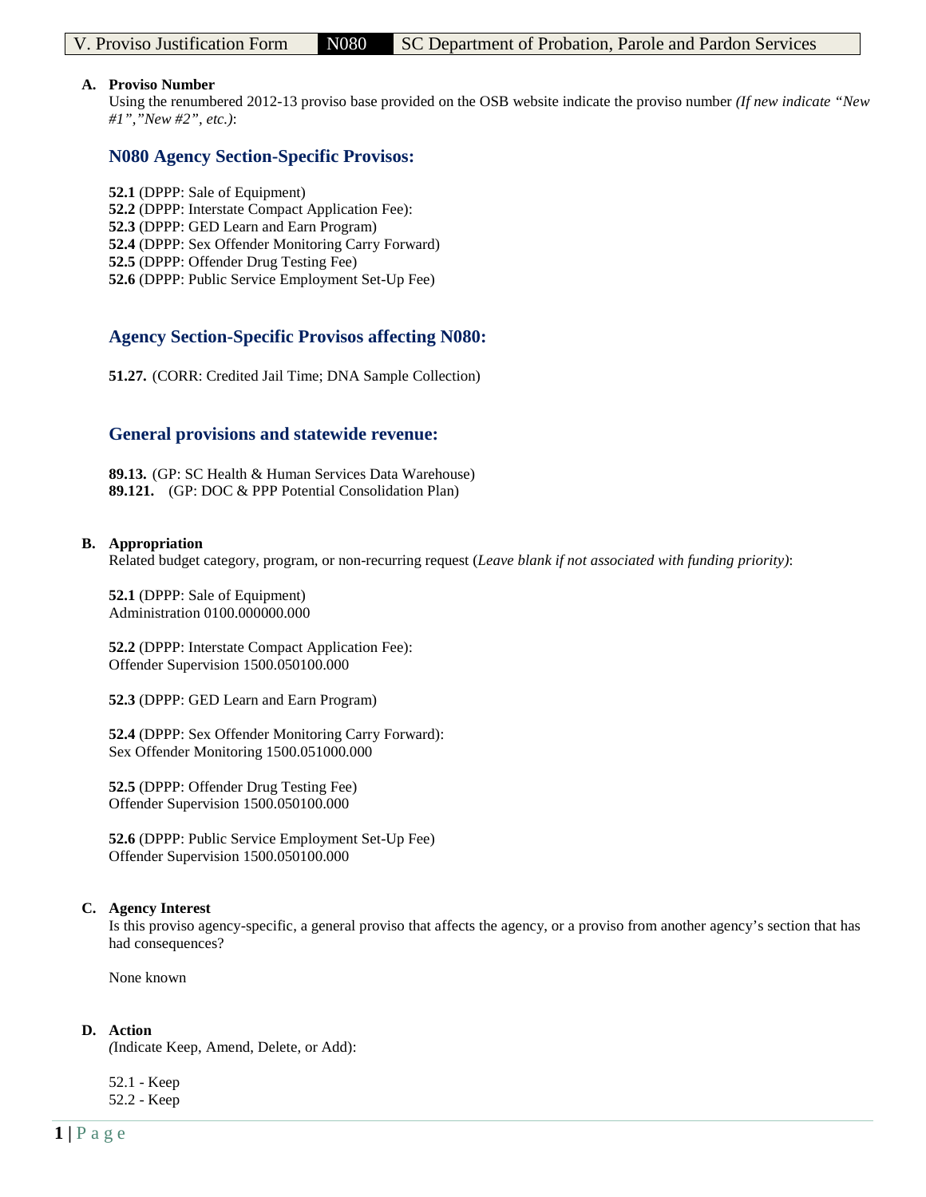V. Proviso Justification Form | N080 | SC Department of Probation, Parole and Pardon Services

**A. Proviso Number**
Using the renumbered 2012-13 proviso base provided on the OSB website indicate the proviso number *(If new indicate "New #1","New #2", etc.)*:

## N080 Agency Section-Specific Provisos:

**52.1** (DPPP: Sale of Equipment)
**52.2** (DPPP: Interstate Compact Application Fee):
**52.3** (DPPP: GED Learn and Earn Program)
**52.4** (DPPP: Sex Offender Monitoring Carry Forward)
**52.5** (DPPP: Offender Drug Testing Fee)
**52.6** (DPPP: Public Service Employment Set-Up Fee)

## Agency Section-Specific Provisos affecting N080:

**51.27.** (CORR: Credited Jail Time; DNA Sample Collection)

## General provisions and statewide revenue:

**89.13.** (GP: SC Health & Human Services Data Warehouse)
**89.121.** (GP: DOC & PPP Potential Consolidation Plan)

**B. Appropriation**
Related budget category, program, or non-recurring request (*Leave blank if not associated with funding priority)*:

**52.1** (DPPP: Sale of Equipment)
Administration 0100.000000.000

**52.2** (DPPP: Interstate Compact Application Fee):
Offender Supervision 1500.050100.000

**52.3** (DPPP: GED Learn and Earn Program)

**52.4** (DPPP: Sex Offender Monitoring Carry Forward):
Sex Offender Monitoring 1500.051000.000

**52.5** (DPPP: Offender Drug Testing Fee)
Offender Supervision 1500.050100.000

**52.6** (DPPP: Public Service Employment Set-Up Fee)
Offender Supervision 1500.050100.000

**C. Agency Interest**
Is this proviso agency-specific, a general proviso that affects the agency, or a proviso from another agency's section that has had consequences?

None known

**D. Action**
(Indicate Keep, Amend, Delete, or Add):

52.1 - Keep
52.2 - Keep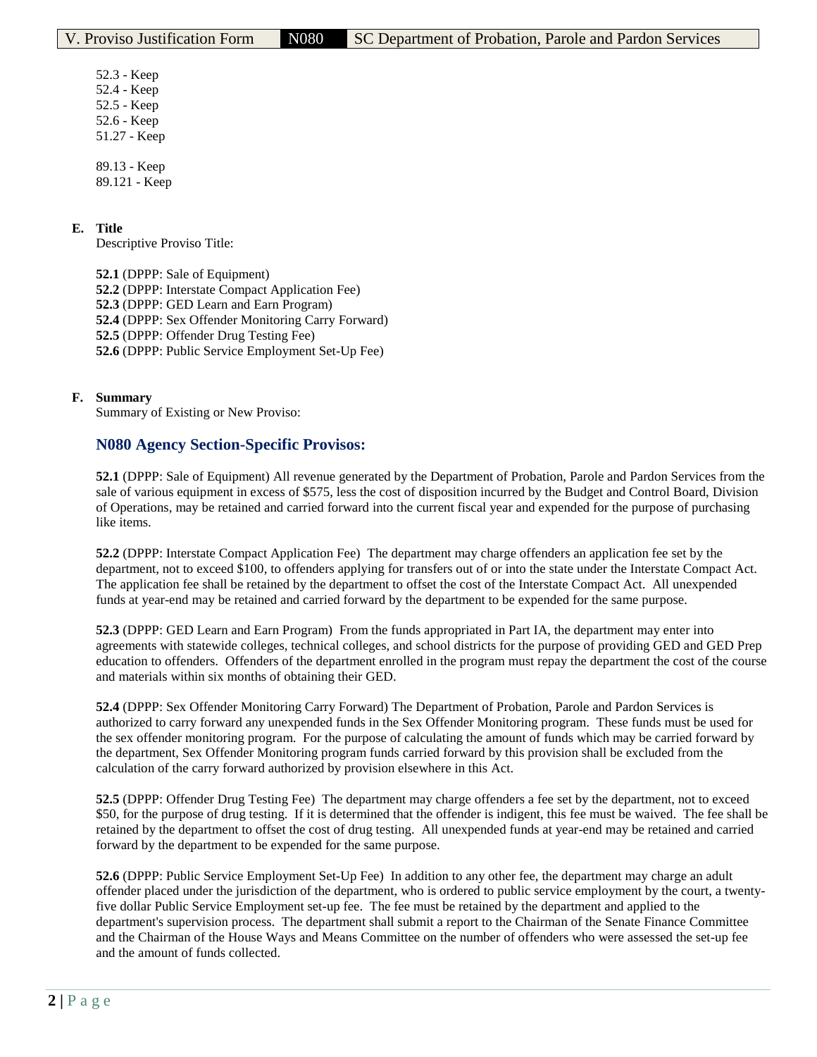52.3 - Keep
52.4 - Keep
52.5 - Keep
52.6 - Keep
51.27 - Keep

89.13 - Keep
89.121 - Keep

**E. Title**

Descriptive Proviso Title:

**52.1** (DPPP: Sale of Equipment)
**52.2** (DPPP: Interstate Compact Application Fee)
**52.3** (DPPP: GED Learn and Earn Program)
**52.4** (DPPP: Sex Offender Monitoring Carry Forward)
**52.5** (DPPP: Offender Drug Testing Fee)
**52.6** (DPPP: Public Service Employment Set-Up Fee)

**F. Summary**

Summary of Existing or New Proviso:

## N080 Agency Section-Specific Provisos:

**52.1** (DPPP: Sale of Equipment) All revenue generated by the Department of Probation, Parole and Pardon Services from the sale of various equipment in excess of $575, less the cost of disposition incurred by the Budget and Control Board, Division of Operations, may be retained and carried forward into the current fiscal year and expended for the purpose of purchasing like items.

**52.2** (DPPP: Interstate Compact Application Fee) The department may charge offenders an application fee set by the department, not to exceed $100, to offenders applying for transfers out of or into the state under the Interstate Compact Act. The application fee shall be retained by the department to offset the cost of the Interstate Compact Act. All unexpended funds at year-end may be retained and carried forward by the department to be expended for the same purpose.

**52.3** (DPPP: GED Learn and Earn Program) From the funds appropriated in Part IA, the department may enter into agreements with statewide colleges, technical colleges, and school districts for the purpose of providing GED and GED Prep education to offenders. Offenders of the department enrolled in the program must repay the department the cost of the course and materials within six months of obtaining their GED.

**52.4** (DPPP: Sex Offender Monitoring Carry Forward) The Department of Probation, Parole and Pardon Services is authorized to carry forward any unexpended funds in the Sex Offender Monitoring program. These funds must be used for the sex offender monitoring program. For the purpose of calculating the amount of funds which may be carried forward by the department, Sex Offender Monitoring program funds carried forward by this provision shall be excluded from the calculation of the carry forward authorized by provision elsewhere in this Act.

**52.5** (DPPP: Offender Drug Testing Fee) The department may charge offenders a fee set by the department, not to exceed $50, for the purpose of drug testing. If it is determined that the offender is indigent, this fee must be waived. The fee shall be retained by the department to offset the cost of drug testing. All unexpended funds at year-end may be retained and carried forward by the department to be expended for the same purpose.

**52.6** (DPPP: Public Service Employment Set-Up Fee) In addition to any other fee, the department may charge an adult offender placed under the jurisdiction of the department, who is ordered to public service employment by the court, a twenty-five dollar Public Service Employment set-up fee. The fee must be retained by the department and applied to the department's supervision process. The department shall submit a report to the Chairman of the Senate Finance Committee and the Chairman of the House Ways and Means Committee on the number of offenders who were assessed the set-up fee and the amount of funds collected.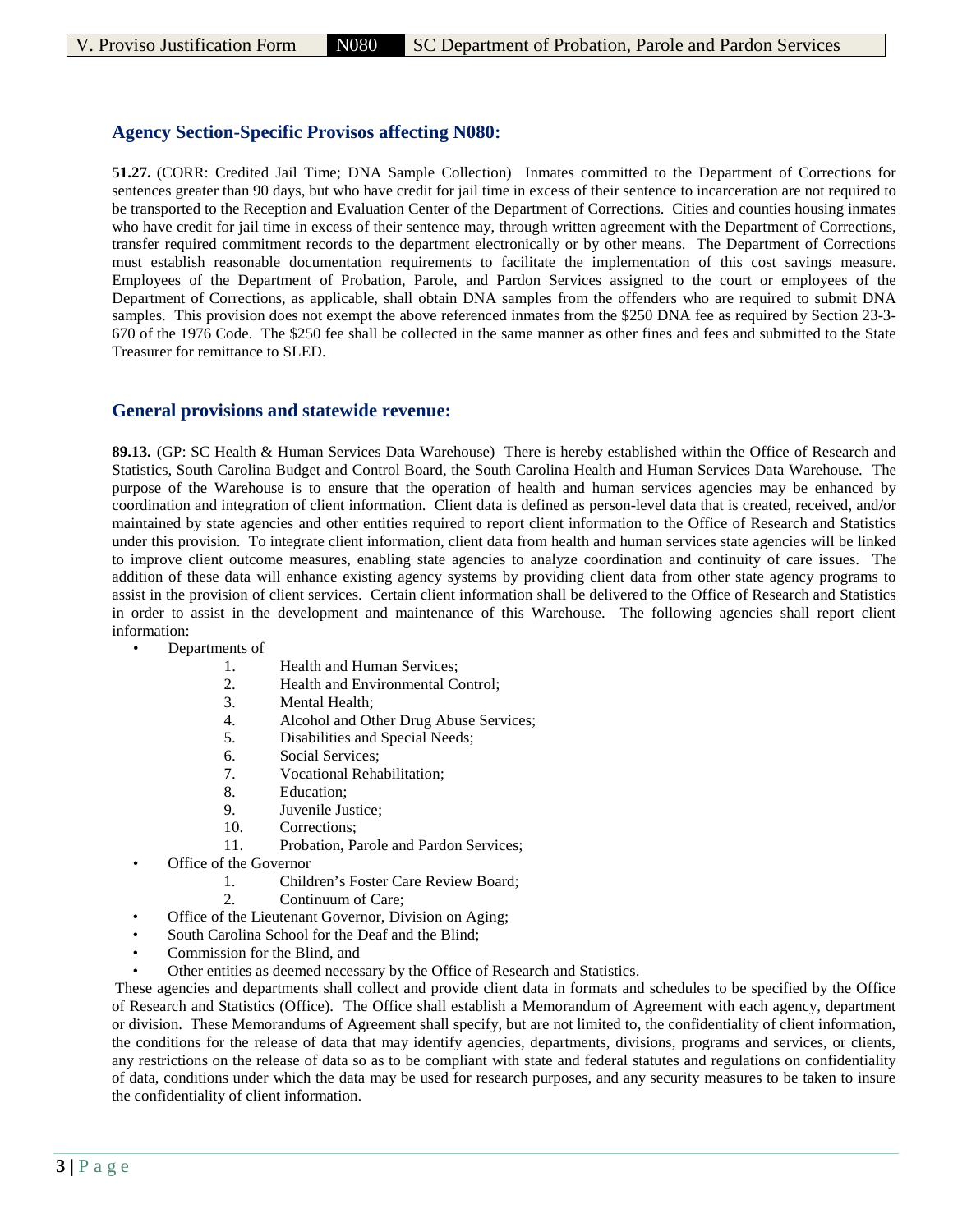## Agency Section-Specific Provisos affecting N080:

**51.27.** (CORR: Credited Jail Time; DNA Sample Collection) Inmates committed to the Department of Corrections for sentences greater than 90 days, but who have credit for jail time in excess of their sentence to incarceration are not required to be transported to the Reception and Evaluation Center of the Department of Corrections. Cities and counties housing inmates who have credit for jail time in excess of their sentence may, through written agreement with the Department of Corrections, transfer required commitment records to the department electronically or by other means. The Department of Corrections must establish reasonable documentation requirements to facilitate the implementation of this cost savings measure. Employees of the Department of Probation, Parole, and Pardon Services assigned to the court or employees of the Department of Corrections, as applicable, shall obtain DNA samples from the offenders who are required to submit DNA samples. This provision does not exempt the above referenced inmates from the $250 DNA fee as required by Section 23-3-670 of the 1976 Code. The $250 fee shall be collected in the same manner as other fines and fees and submitted to the State Treasurer for remittance to SLED.

## General provisions and statewide revenue:

**89.13.** (GP: SC Health & Human Services Data Warehouse) There is hereby established within the Office of Research and Statistics, South Carolina Budget and Control Board, the South Carolina Health and Human Services Data Warehouse. The purpose of the Warehouse is to ensure that the operation of health and human services agencies may be enhanced by coordination and integration of client information. Client data is defined as person-level data that is created, received, and/or maintained by state agencies and other entities required to report client information to the Office of Research and Statistics under this provision. To integrate client information, client data from health and human services state agencies will be linked to improve client outcome measures, enabling state agencies to analyze coordination and continuity of care issues. The addition of these data will enhance existing agency systems by providing client data from other state agency programs to assist in the provision of client services. Certain client information shall be delivered to the Office of Research and Statistics in order to assist in the development and maintenance of this Warehouse. The following agencies shall report client information:

- Departments of
    1. Health and Human Services;
    2. Health and Environmental Control;
    3. Mental Health;
    4. Alcohol and Other Drug Abuse Services;
    5. Disabilities and Special Needs;
    6. Social Services;
    7. Vocational Rehabilitation;
    8. Education;
    9. Juvenile Justice;
    10. Corrections;
    11. Probation, Parole and Pardon Services;
- Office of the Governor
    1. Children's Foster Care Review Board;
    2. Continuum of Care;
- Office of the Lieutenant Governor, Division on Aging;
- South Carolina School for the Deaf and the Blind;
- Commission for the Blind, and
- Other entities as deemed necessary by the Office of Research and Statistics.

These agencies and departments shall collect and provide client data in formats and schedules to be specified by the Office of Research and Statistics (Office). The Office shall establish a Memorandum of Agreement with each agency, department or division. These Memorandums of Agreement shall specify, but are not limited to, the confidentiality of client information, the conditions for the release of data that may identify agencies, departments, divisions, programs and services, or clients, any restrictions on the release of data so as to be compliant with state and federal statutes and regulations on confidentiality of data, conditions under which the data may be used for research purposes, and any security measures to be taken to insure the confidentiality of client information.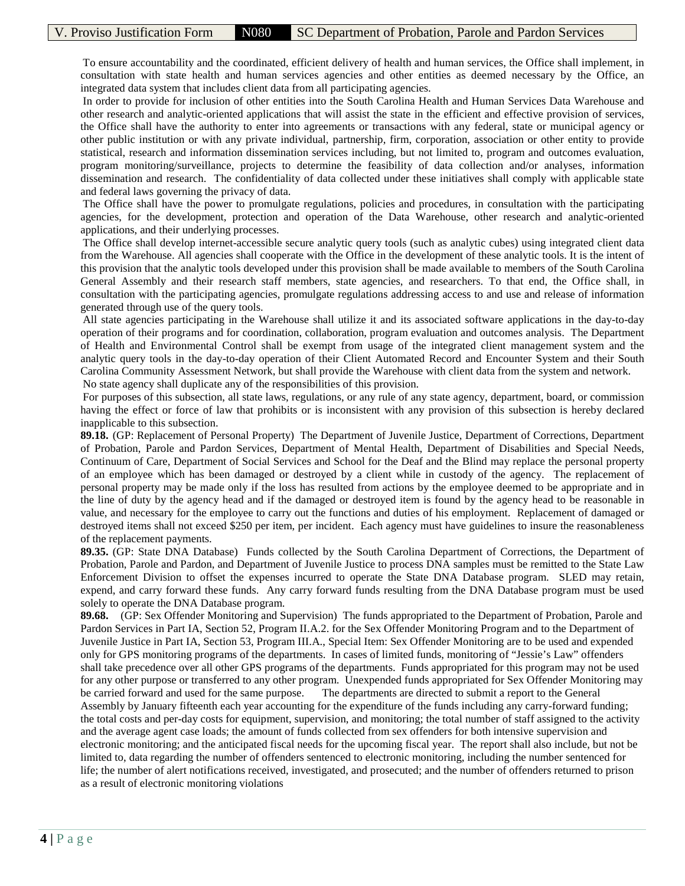To ensure accountability and the coordinated, efficient delivery of health and human services, the Office shall implement, in consultation with state health and human services agencies and other entities as deemed necessary by the Office, an integrated data system that includes client data from all participating agencies.

In order to provide for inclusion of other entities into the South Carolina Health and Human Services Data Warehouse and other research and analytic-oriented applications that will assist the state in the efficient and effective provision of services, the Office shall have the authority to enter into agreements or transactions with any federal, state or municipal agency or other public institution or with any private individual, partnership, firm, corporation, association or other entity to provide statistical, research and information dissemination services including, but not limited to, program and outcomes evaluation, program monitoring/surveillance, projects to determine the feasibility of data collection and/or analyses, information dissemination and research. The confidentiality of data collected under these initiatives shall comply with applicable state and federal laws governing the privacy of data.

The Office shall have the power to promulgate regulations, policies and procedures, in consultation with the participating agencies, for the development, protection and operation of the Data Warehouse, other research and analytic-oriented applications, and their underlying processes.

The Office shall develop internet-accessible secure analytic query tools (such as analytic cubes) using integrated client data from the Warehouse. All agencies shall cooperate with the Office in the development of these analytic tools. It is the intent of this provision that the analytic tools developed under this provision shall be made available to members of the South Carolina General Assembly and their research staff members, state agencies, and researchers. To that end, the Office shall, in consultation with the participating agencies, promulgate regulations addressing access to and use and release of information generated through use of the query tools.

All state agencies participating in the Warehouse shall utilize it and its associated software applications in the day-to-day operation of their programs and for coordination, collaboration, program evaluation and outcomes analysis. The Department of Health and Environmental Control shall be exempt from usage of the integrated client management system and the analytic query tools in the day-to-day operation of their Client Automated Record and Encounter System and their South Carolina Community Assessment Network, but shall provide the Warehouse with client data from the system and network.

No state agency shall duplicate any of the responsibilities of this provision.

For purposes of this subsection, all state laws, regulations, or any rule of any state agency, department, board, or commission having the effect or force of law that prohibits or is inconsistent with any provision of this subsection is hereby declared inapplicable to this subsection.

**89.18.** (GP: Replacement of Personal Property) The Department of Juvenile Justice, Department of Corrections, Department of Probation, Parole and Pardon Services, Department of Mental Health, Department of Disabilities and Special Needs, Continuum of Care, Department of Social Services and School for the Deaf and the Blind may replace the personal property of an employee which has been damaged or destroyed by a client while in custody of the agency. The replacement of personal property may be made only if the loss has resulted from actions by the employee deemed to be appropriate and in the line of duty by the agency head and if the damaged or destroyed item is found by the agency head to be reasonable in value, and necessary for the employee to carry out the functions and duties of his employment. Replacement of damaged or destroyed items shall not exceed $250 per item, per incident. Each agency must have guidelines to insure the reasonableness of the replacement payments.

**89.35.** (GP: State DNA Database) Funds collected by the South Carolina Department of Corrections, the Department of Probation, Parole and Pardon, and Department of Juvenile Justice to process DNA samples must be remitted to the State Law Enforcement Division to offset the expenses incurred to operate the State DNA Database program. SLED may retain, expend, and carry forward these funds. Any carry forward funds resulting from the DNA Database program must be used solely to operate the DNA Database program.

**89.68.** (GP: Sex Offender Monitoring and Supervision) The funds appropriated to the Department of Probation, Parole and Pardon Services in Part IA, Section 52, Program II.A.2. for the Sex Offender Monitoring Program and to the Department of Juvenile Justice in Part IA, Section 53, Program III.A., Special Item: Sex Offender Monitoring are to be used and expended only for GPS monitoring programs of the departments. In cases of limited funds, monitoring of "Jessie's Law" offenders shall take precedence over all other GPS programs of the departments. Funds appropriated for this program may not be used for any other purpose or transferred to any other program. Unexpended funds appropriated for Sex Offender Monitoring may be carried forward and used for the same purpose. The departments are directed to submit a report to the General Assembly by January fifteenth each year accounting for the expenditure of the funds including any carry-forward funding; the total costs and per-day costs for equipment, supervision, and monitoring; the total number of staff assigned to the activity and the average agent case loads; the amount of funds collected from sex offenders for both intensive supervision and electronic monitoring; and the anticipated fiscal needs for the upcoming fiscal year. The report shall also include, but not be limited to, data regarding the number of offenders sentenced to electronic monitoring, including the number sentenced for life; the number of alert notifications received, investigated, and prosecuted; and the number of offenders returned to prison as a result of electronic monitoring violations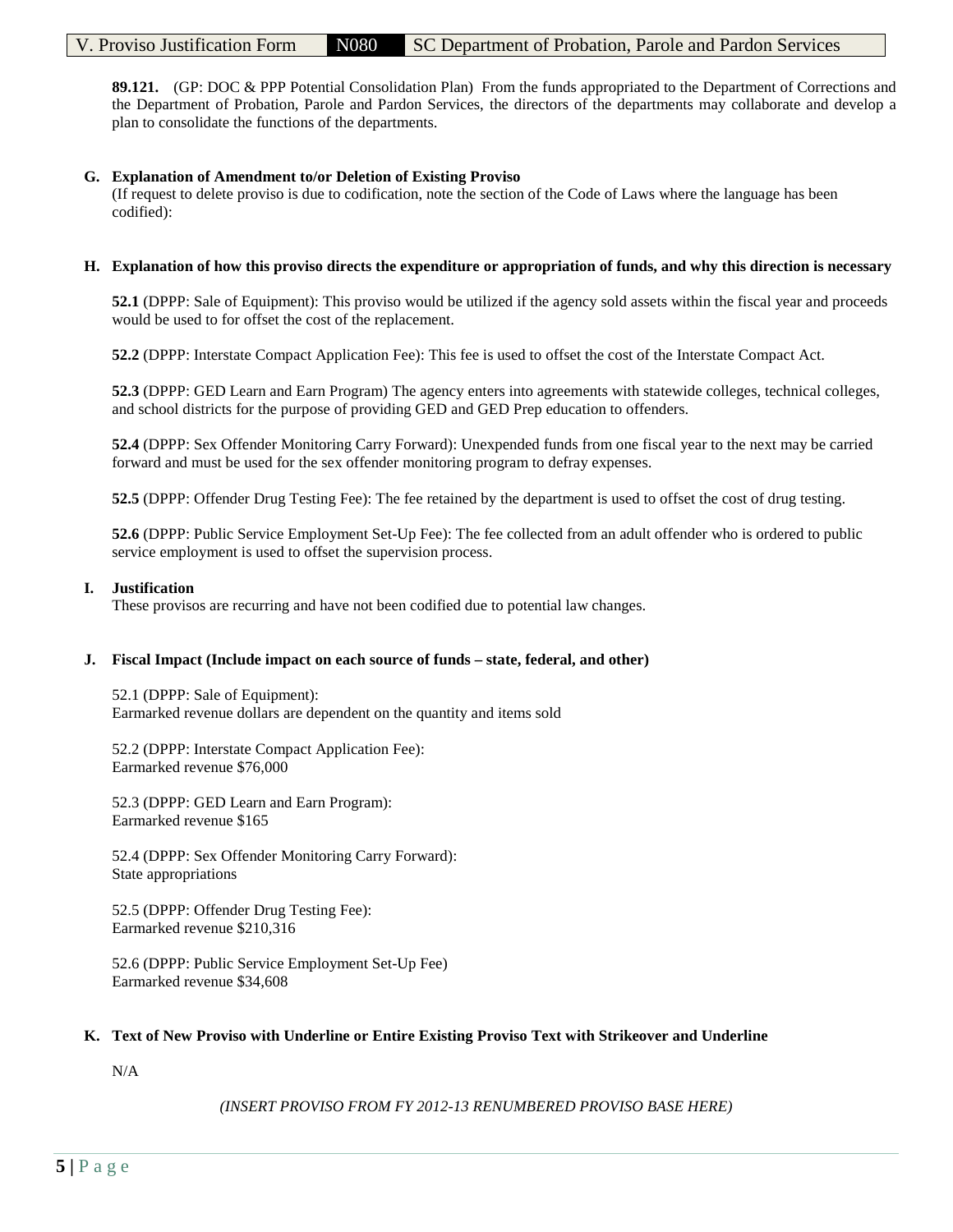**89.121.** (GP: DOC & PPP Potential Consolidation Plan) From the funds appropriated to the Department of Corrections and the Department of Probation, Parole and Pardon Services, the directors of the departments may collaborate and develop a plan to consolidate the functions of the departments.

**G. Explanation of Amendment to/or Deletion of Existing Proviso**

(If request to delete proviso is due to codification, note the section of the Code of Laws where the language has been codified):

**H. Explanation of how this proviso directs the expenditure or appropriation of funds, and why this direction is necessary**

**52.1** (DPPP: Sale of Equipment): This proviso would be utilized if the agency sold assets within the fiscal year and proceeds would be used to for offset the cost of the replacement.

**52.2** (DPPP: Interstate Compact Application Fee): This fee is used to offset the cost of the Interstate Compact Act.

**52.3** (DPPP: GED Learn and Earn Program) The agency enters into agreements with statewide colleges, technical colleges, and school districts for the purpose of providing GED and GED Prep education to offenders.

**52.4** (DPPP: Sex Offender Monitoring Carry Forward): Unexpended funds from one fiscal year to the next may be carried forward and must be used for the sex offender monitoring program to defray expenses.

**52.5** (DPPP: Offender Drug Testing Fee): The fee retained by the department is used to offset the cost of drug testing.

**52.6** (DPPP: Public Service Employment Set-Up Fee): The fee collected from an adult offender who is ordered to public service employment is used to offset the supervision process.

**I. Justification**

These provisos are recurring and have not been codified due to potential law changes.

**J. Fiscal Impact (Include impact on each source of funds – state, federal, and other)**

52.1 (DPPP: Sale of Equipment):
Earmarked revenue dollars are dependent on the quantity and items sold

52.2 (DPPP: Interstate Compact Application Fee):
Earmarked revenue $76,000

52.3 (DPPP: GED Learn and Earn Program):
Earmarked revenue $165

52.4 (DPPP: Sex Offender Monitoring Carry Forward):
State appropriations

52.5 (DPPP: Offender Drug Testing Fee):
Earmarked revenue $210,316

52.6 (DPPP: Public Service Employment Set-Up Fee)
Earmarked revenue $34,608

**K. Text of New Proviso with Underline or Entire Existing Proviso Text with Strikeover and Underline**

N/A

*(INSERT PROVISO FROM FY 2012-13 RENUMBERED PROVISO BASE HERE)*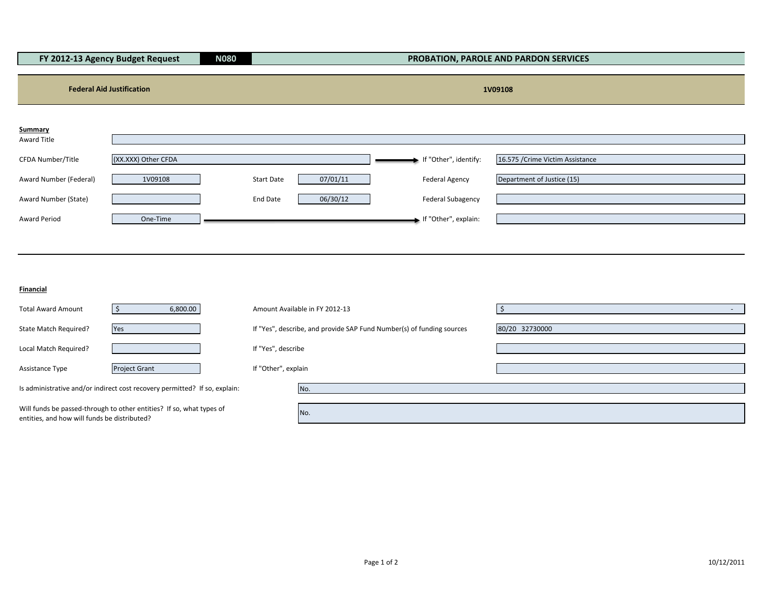| FY 2012-13 Agency Budget Request | N080 | PROBATION, PAROLE AND PARDON SERVICES |
|---|---|---|

**Federal Aid Justification** 1V09108

**Summary**

| | | | | | |
|---|---|---|---|---|---|
| Award Title | | | | | |
| CFDA Number/Title | (XX.XXX) Other CFDA | | | If "Other", identify: | 16.575 /Crime Victim Assistance |
| Award Number (Federal) | 1V09108 | Start Date | 07/01/11 | Federal Agency | Department of Justice (15) |
| Award Number (State) | | End Date | 06/30/12 | Federal Subagency | |
| Award Period | One-Time | | | If "Other", explain: | |

**Financial**

| | | | |
|---|---|---|---|
| Total Award Amount | $ 6,800.00 | Amount Available in FY 2012-13 | $ - |
| State Match Required? | Yes | If "Yes", describe, and provide SAP Fund Number(s) of funding sources | 80/20 32730000 |
| Local Match Required? | | If "Yes", describe | |
| Assistance Type | Project Grant | If "Other", explain | |

Is administrative and/or indirect cost recovery permitted? If so, explain: No.

Will funds be passed-through to other entities? If so, what types of entities, and how will funds be distributed? No.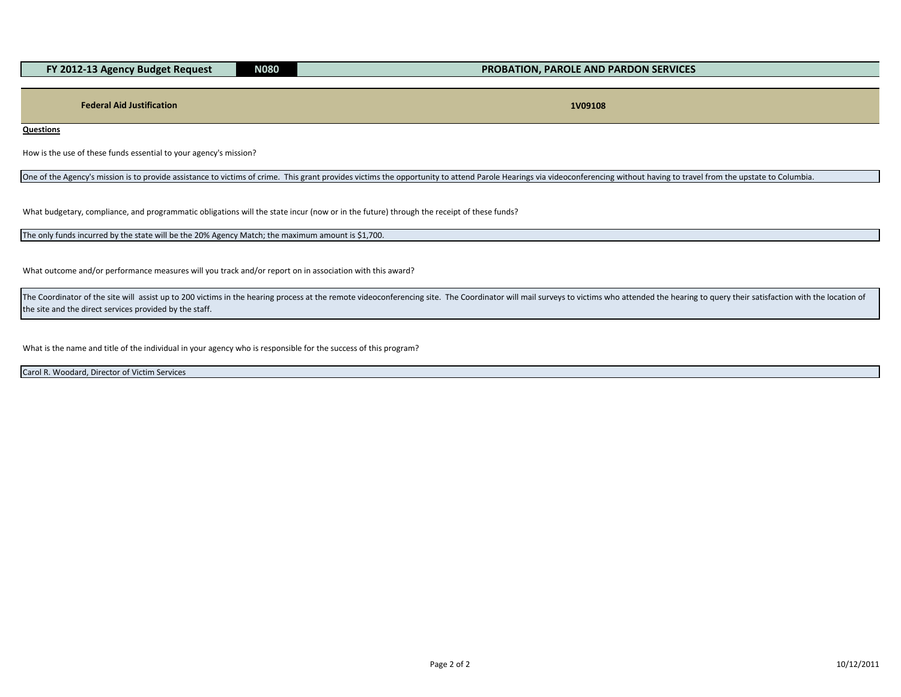**FY 2012-13 Agency Budget Request** **N080** **PROBATION, PAROLE AND PARDON SERVICES**

**Federal Aid Justification** **1V09108**

**Questions**

How is the use of these funds essential to your agency's mission?

One of the Agency's mission is to provide assistance to victims of crime. This grant provides victims the opportunity to attend Parole Hearings via videoconferencing without having to travel from the upstate to Columbia.

What budgetary, compliance, and programmatic obligations will the state incur (now or in the future) through the receipt of these funds?

The only funds incurred by the state will be the 20% Agency Match; the maximum amount is $1,700.

What outcome and/or performance measures will you track and/or report on in association with this award?

The Coordinator of the site will assist up to 200 victims in the hearing process at the remote videoconferencing site. The Coordinator will mail surveys to victims who attended the hearing to query their satisfaction with the location of the site and the direct services provided by the staff.

What is the name and title of the individual in your agency who is responsible for the success of this program?

Carol R. Woodard, Director of Victim Services

10/12/2011